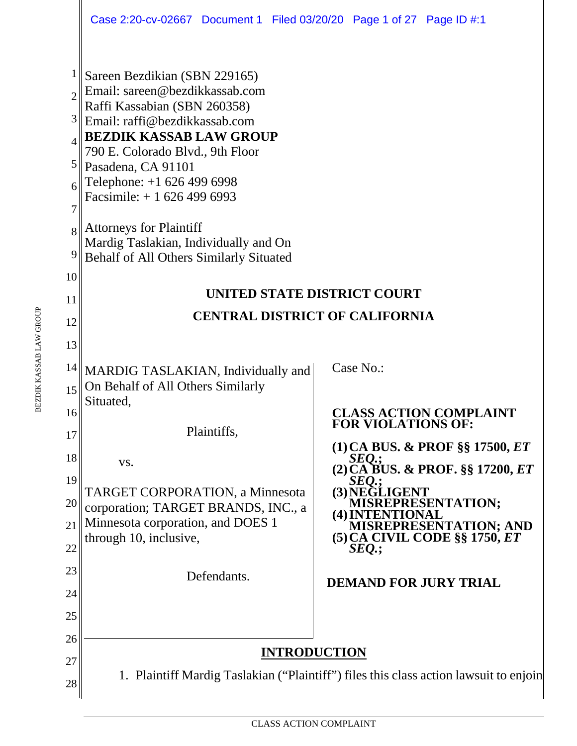Sareen Bezdikian (SBN 229165)
Email: sareen@bezdikkassab.com
Raffi Kassabian (SBN 260358)
Email: raffi@bezdikkassab.com
**BEZDIK KASSAB LAW GROUP**
790 E. Colorado Blvd., 9th Floor
Pasadena, CA 91101
Telephone: +1 626 499 6998
Facsimile: + 1 626 499 6993

Attorneys for Plaintiff
Mardig Taslakian, Individually and On Behalf of All Others Similarly Situated

**UNITED STATE DISTRICT COURT**

**CENTRAL DISTRICT OF CALIFORNIA**

MARDIG TASLAKIAN, Individually and On Behalf of All Others Similarly Situated,

Plaintiffs,

vs.

TARGET CORPORATION, a Minnesota corporation; TARGET BRANDS, INC., a Minnesota corporation, and DOES 1 through 10, inclusive,

Defendants.

Case No.:

**CLASS ACTION COMPLAINT FOR VIOLATIONS OF:**

**(1) CA BUS. & PROF §§ 17500, *ET SEQ.*;**
**(2) CA BUS. & PROF. §§ 17200, *ET SEQ.*;**
**(3) NEGLIGENT MISREPRESENTATION;**
**(4) INTENTIONAL MISREPRESENTATION; AND**
**(5) CA CIVIL CODE §§ 1750, *ET SEQ.*;**

**DEMAND FOR JURY TRIAL**

## INTRODUCTION

1. Plaintiff Mardig Taslakian ("Plaintiff") files this class action lawsuit to enjoin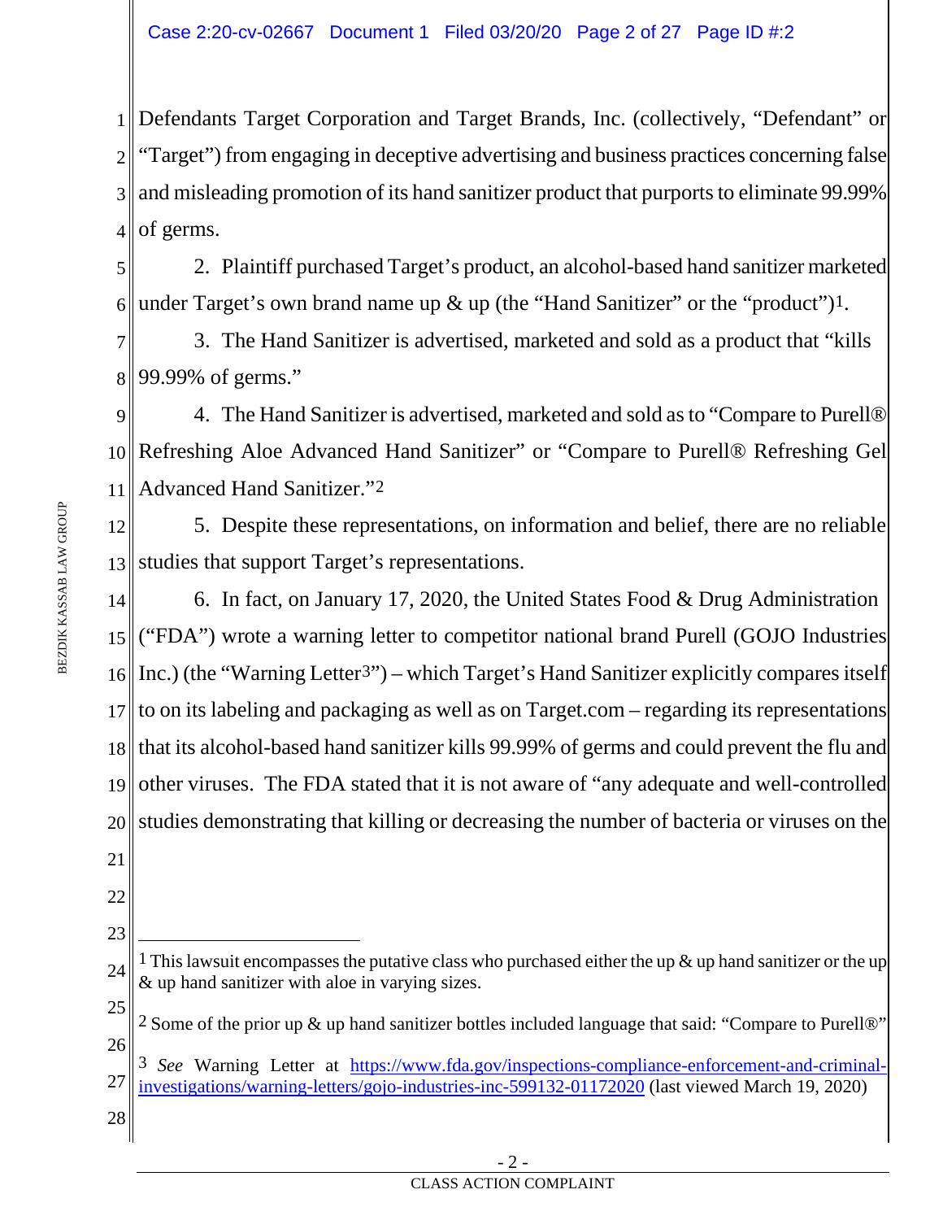Defendants Target Corporation and Target Brands, Inc. (collectively, "Defendant" or "Target") from engaging in deceptive advertising and business practices concerning false and misleading promotion of its hand sanitizer product that purports to eliminate 99.99% of germs.

2. Plaintiff purchased Target's product, an alcohol-based hand sanitizer marketed under Target's own brand name up & up (the "Hand Sanitizer" or the "product")[1].

3. The Hand Sanitizer is advertised, marketed and sold as a product that "kills 99.99% of germs."

4. The Hand Sanitizer is advertised, marketed and sold as to "Compare to Purell® Refreshing Aloe Advanced Hand Sanitizer" or "Compare to Purell® Refreshing Gel Advanced Hand Sanitizer."[2]

5. Despite these representations, on information and belief, there are no reliable studies that support Target's representations.

6. In fact, on January 17, 2020, the United States Food & Drug Administration ("FDA") wrote a warning letter to competitor national brand Purell (GOJO Industries Inc.) (the "Warning Letter[3]") – which Target's Hand Sanitizer explicitly compares itself to on its labeling and packaging as well as on Target.com – regarding its representations that its alcohol-based hand sanitizer kills 99.99% of germs and could prevent the flu and other viruses. The FDA stated that it is not aware of "any adequate and well-controlled studies demonstrating that killing or decreasing the number of bacteria or viruses on the

---

[1] This lawsuit encompasses the putative class who purchased either the up & up hand sanitizer or the up & up hand sanitizer with aloe in varying sizes.

[2] Some of the prior up & up hand sanitizer bottles included language that said: "Compare to Purell®"

[3] *See* Warning Letter at https://www.fda.gov/inspections-compliance-enforcement-and-criminal-investigations/warning-letters/gojo-industries-inc-599132-01172020 (last viewed March 19, 2020)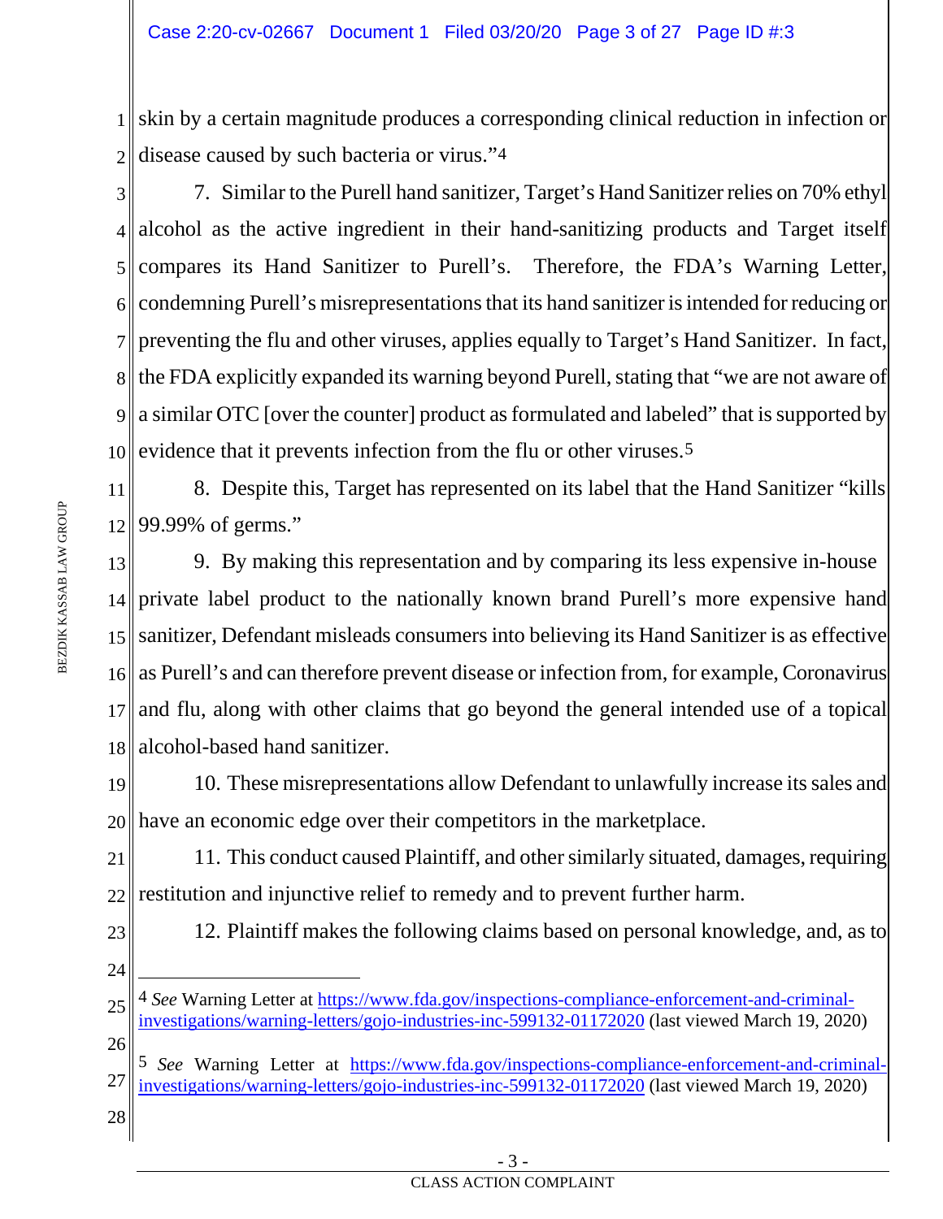skin by a certain magnitude produces a corresponding clinical reduction in infection or disease caused by such bacteria or virus."[4]

7. Similar to the Purell hand sanitizer, Target's Hand Sanitizer relies on 70% ethyl alcohol as the active ingredient in their hand-sanitizing products and Target itself compares its Hand Sanitizer to Purell's. Therefore, the FDA's Warning Letter, condemning Purell's misrepresentations that its hand sanitizer is intended for reducing or preventing the flu and other viruses, applies equally to Target's Hand Sanitizer. In fact, the FDA explicitly expanded its warning beyond Purell, stating that "we are not aware of a similar OTC [over the counter] product as formulated and labeled" that is supported by evidence that it prevents infection from the flu or other viruses.[5]

8. Despite this, Target has represented on its label that the Hand Sanitizer "kills 99.99% of germs."

9. By making this representation and by comparing its less expensive in-house private label product to the nationally known brand Purell's more expensive hand sanitizer, Defendant misleads consumers into believing its Hand Sanitizer is as effective as Purell's and can therefore prevent disease or infection from, for example, Coronavirus and flu, along with other claims that go beyond the general intended use of a topical alcohol-based hand sanitizer.

10. These misrepresentations allow Defendant to unlawfully increase its sales and have an economic edge over their competitors in the marketplace.

11. This conduct caused Plaintiff, and other similarly situated, damages, requiring restitution and injunctive relief to remedy and to prevent further harm.

12. Plaintiff makes the following claims based on personal knowledge, and, as to

---

[4] *See* Warning Letter at https://www.fda.gov/inspections-compliance-enforcement-and-criminal-investigations/warning-letters/gojo-industries-inc-599132-01172020 (last viewed March 19, 2020)

[5] *See* Warning Letter at https://www.fda.gov/inspections-compliance-enforcement-and-criminal-investigations/warning-letters/gojo-industries-inc-599132-01172020 (last viewed March 19, 2020)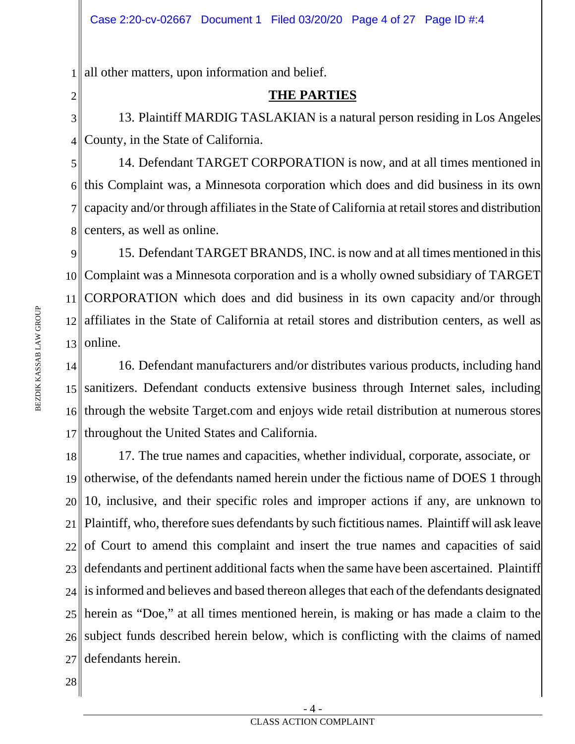all other matters, upon information and belief.

## THE PARTIES

13. Plaintiff MARDIG TASLAKIAN is a natural person residing in Los Angeles County, in the State of California.

14. Defendant TARGET CORPORATION is now, and at all times mentioned in this Complaint was, a Minnesota corporation which does and did business in its own capacity and/or through affiliates in the State of California at retail stores and distribution centers, as well as online.

15. Defendant TARGET BRANDS, INC. is now and at all times mentioned in this Complaint was a Minnesota corporation and is a wholly owned subsidiary of TARGET CORPORATION which does and did business in its own capacity and/or through affiliates in the State of California at retail stores and distribution centers, as well as online.

16. Defendant manufacturers and/or distributes various products, including hand sanitizers. Defendant conducts extensive business through Internet sales, including through the website Target.com and enjoys wide retail distribution at numerous stores throughout the United States and California.

17. The true names and capacities, whether individual, corporate, associate, or otherwise, of the defendants named herein under the fictious name of DOES 1 through 10, inclusive, and their specific roles and improper actions if any, are unknown to Plaintiff, who, therefore sues defendants by such fictitious names. Plaintiff will ask leave of Court to amend this complaint and insert the true names and capacities of said defendants and pertinent additional facts when the same have been ascertained. Plaintiff is informed and believes and based thereon alleges that each of the defendants designated herein as "Doe," at all times mentioned herein, is making or has made a claim to the subject funds described herein below, which is conflicting with the claims of named defendants herein.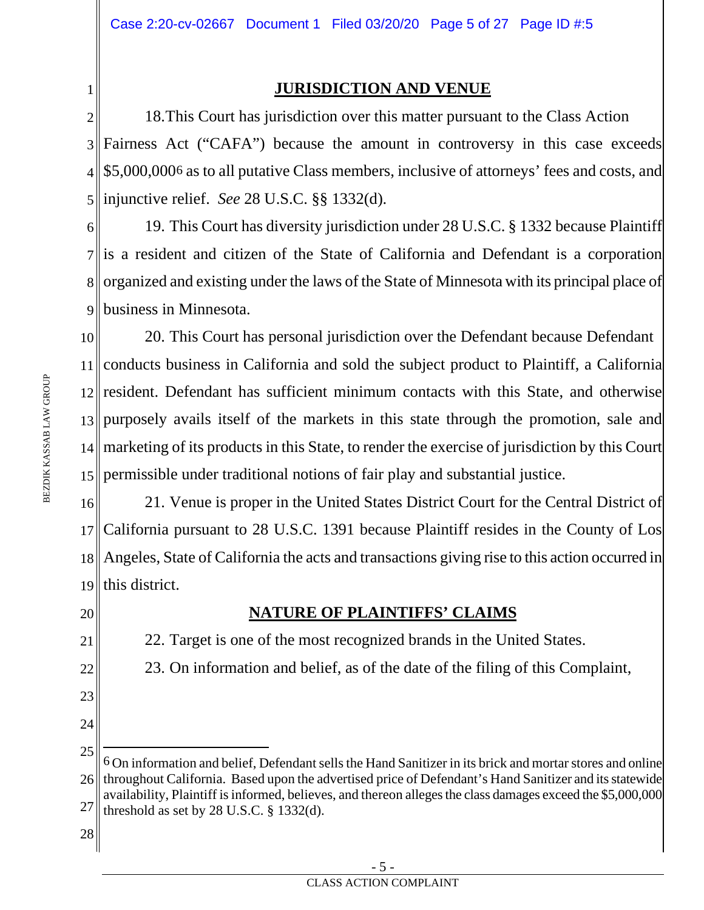## JURISDICTION AND VENUE

18. This Court has jurisdiction over this matter pursuant to the Class Action Fairness Act ("CAFA") because the amount in controversy in this case exceeds $5,000,000[6] as to all putative Class members, inclusive of attorneys' fees and costs, and injunctive relief. *See* 28 U.S.C. §§ 1332(d).

19. This Court has diversity jurisdiction under 28 U.S.C. § 1332 because Plaintiff is a resident and citizen of the State of California and Defendant is a corporation organized and existing under the laws of the State of Minnesota with its principal place of business in Minnesota.

20. This Court has personal jurisdiction over the Defendant because Defendant conducts business in California and sold the subject product to Plaintiff, a California resident. Defendant has sufficient minimum contacts with this State, and otherwise purposely avails itself of the markets in this state through the promotion, sale and marketing of its products in this State, to render the exercise of jurisdiction by this Court permissible under traditional notions of fair play and substantial justice.

21. Venue is proper in the United States District Court for the Central District of California pursuant to 28 U.S.C. 1391 because Plaintiff resides in the County of Los Angeles, State of California the acts and transactions giving rise to this action occurred in this district.

## NATURE OF PLAINTIFFS' CLAIMS

22. Target is one of the most recognized brands in the United States.

23. On information and belief, as of the date of the filing of this Complaint,

---

[6] On information and belief, Defendant sells the Hand Sanitizer in its brick and mortar stores and online throughout California. Based upon the advertised price of Defendant's Hand Sanitizer and its statewide availability, Plaintiff is informed, believes, and thereon alleges the class damages exceed the $5,000,000 threshold as set by 28 U.S.C. § 1332(d).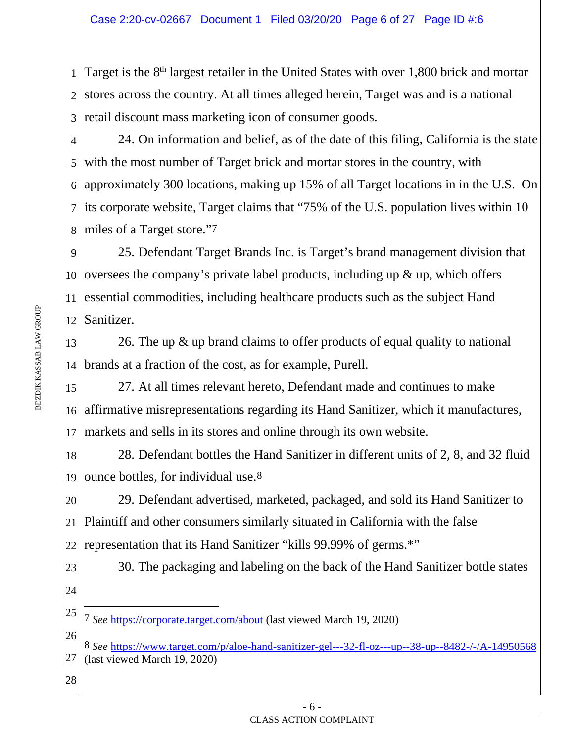Target is the 8th largest retailer in the United States with over 1,800 brick and mortar stores across the country. At all times alleged herein, Target was and is a national retail discount mass marketing icon of consumer goods.

24. On information and belief, as of the date of this filing, California is the state with the most number of Target brick and mortar stores in the country, with approximately 300 locations, making up 15% of all Target locations in in the U.S. On its corporate website, Target claims that "75% of the U.S. population lives within 10 miles of a Target store."[7]

25. Defendant Target Brands Inc. is Target's brand management division that oversees the company's private label products, including up & up, which offers essential commodities, including healthcare products such as the subject Hand Sanitizer.

26. The up & up brand claims to offer products of equal quality to national brands at a fraction of the cost, as for example, Purell.

27. At all times relevant hereto, Defendant made and continues to make affirmative misrepresentations regarding its Hand Sanitizer, which it manufactures, markets and sells in its stores and online through its own website.

28. Defendant bottles the Hand Sanitizer in different units of 2, 8, and 32 fluid ounce bottles, for individual use.[8]

29. Defendant advertised, marketed, packaged, and sold its Hand Sanitizer to Plaintiff and other consumers similarly situated in California with the false representation that its Hand Sanitizer "kills 99.99% of germs.*"

30. The packaging and labeling on the back of the Hand Sanitizer bottle states

---

[7] *See* https://corporate.target.com/about (last viewed March 19, 2020)

[8] *See* https://www.target.com/p/aloe-hand-sanitizer-gel---32-fl-oz---up--38-up--8482-/-/A-14950568 (last viewed March 19, 2020)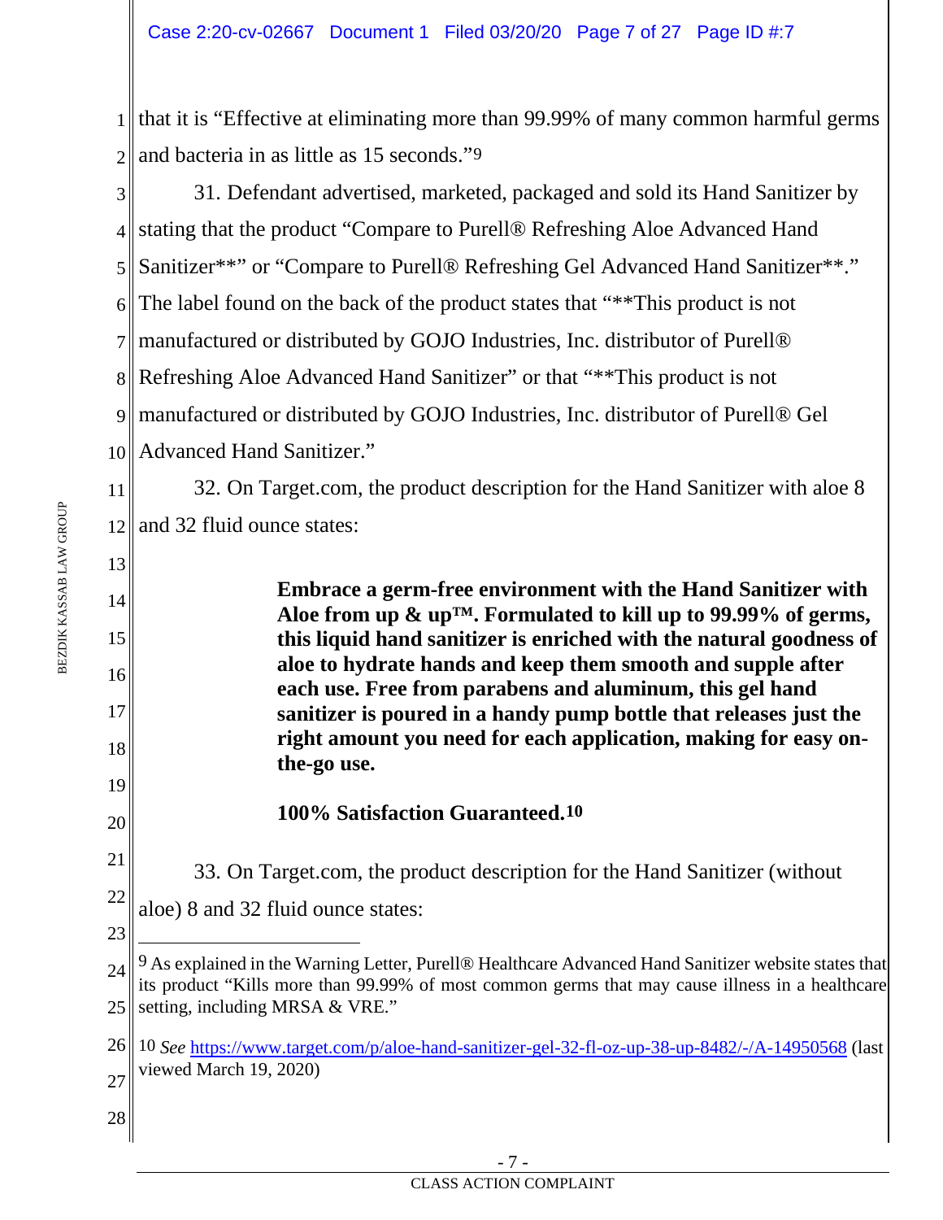that it is "Effective at eliminating more than 99.99% of many common harmful germs and bacteria in as little as 15 seconds."[9]

31. Defendant advertised, marketed, packaged and sold its Hand Sanitizer by stating that the product "Compare to Purell® Refreshing Aloe Advanced Hand Sanitizer**" or "Compare to Purell® Refreshing Gel Advanced Hand Sanitizer**." The label found on the back of the product states that "**This product is not manufactured or distributed by GOJO Industries, Inc. distributor of Purell® Refreshing Aloe Advanced Hand Sanitizer" or that "**This product is not manufactured or distributed by GOJO Industries, Inc. distributor of Purell® Gel Advanced Hand Sanitizer."

32. On Target.com, the product description for the Hand Sanitizer with aloe 8 and 32 fluid ounce states:

> **Embrace a germ-free environment with the Hand Sanitizer with Aloe from up & up™. Formulated to kill up to 99.99% of germs, this liquid hand sanitizer is enriched with the natural goodness of aloe to hydrate hands and keep them smooth and supple after each use. Free from parabens and aluminum, this gel hand sanitizer is poured in a handy pump bottle that releases just the right amount you need for each application, making for easy on-the-go use.**
>
> **100% Satisfaction Guaranteed.**[10]

33. On Target.com, the product description for the Hand Sanitizer (without aloe) 8 and 32 fluid ounce states:

---

[9] As explained in the Warning Letter, Purell® Healthcare Advanced Hand Sanitizer website states that its product "Kills more than 99.99% of most common germs that may cause illness in a healthcare setting, including MRSA & VRE."

[10] *See* https://www.target.com/p/aloe-hand-sanitizer-gel-32-fl-oz-up-38-up-8482/-/A-14950568 (last viewed March 19, 2020)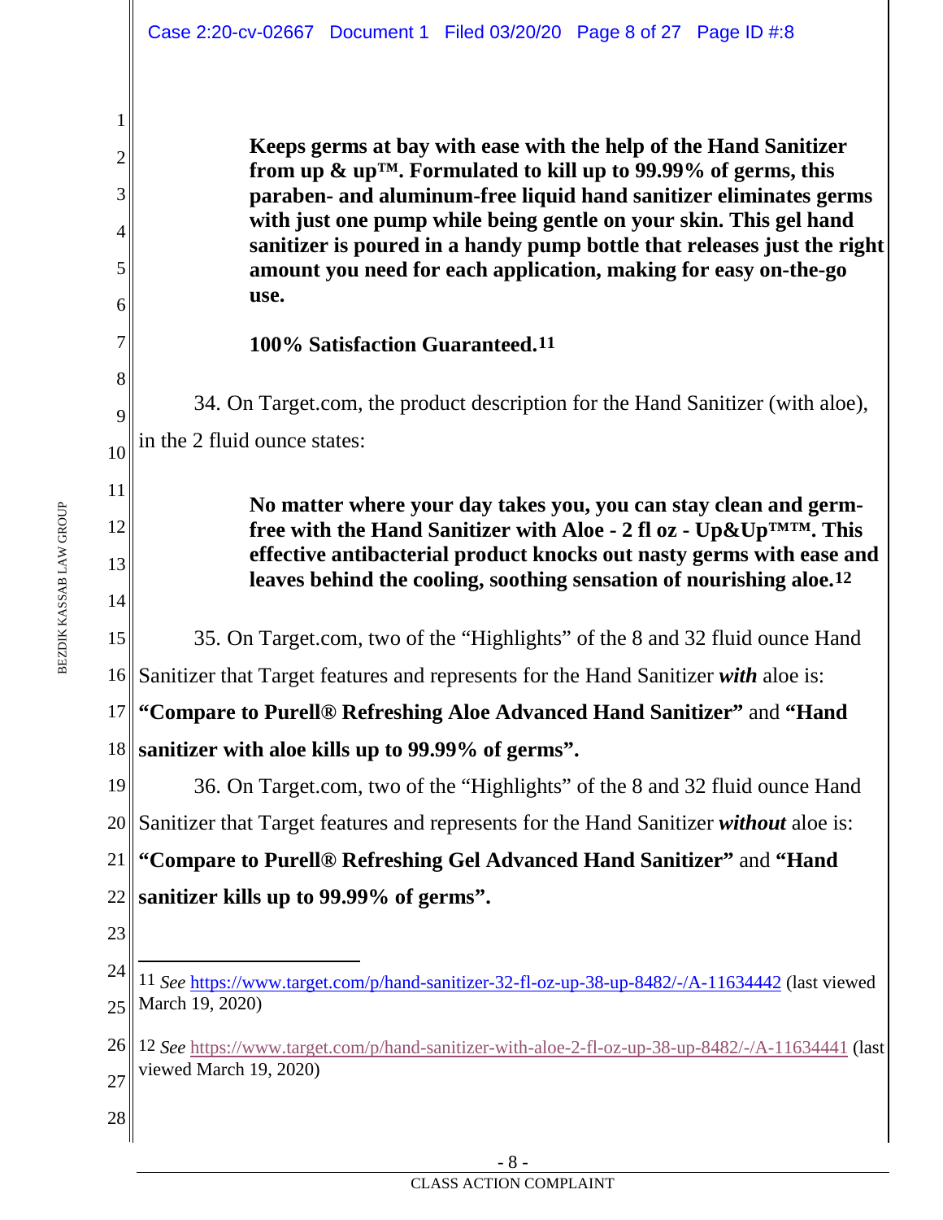**Keeps germs at bay with ease with the help of the Hand Sanitizer from up & up™. Formulated to kill up to 99.99% of germs, this paraben- and aluminum-free liquid hand sanitizer eliminates germs with just one pump while being gentle on your skin. This gel hand sanitizer is poured in a handy pump bottle that releases just the right amount you need for each application, making for easy on-the-go use.**

**100% Satisfaction Guaranteed.**[11]

34. On Target.com, the product description for the Hand Sanitizer (with aloe), in the 2 fluid ounce states:

**No matter where your day takes you, you can stay clean and germ-free with the Hand Sanitizer with Aloe - 2 fl oz - Up&Up™™. This effective antibacterial product knocks out nasty germs with ease and leaves behind the cooling, soothing sensation of nourishing aloe.**[12]

35. On Target.com, two of the "Highlights" of the 8 and 32 fluid ounce Hand Sanitizer that Target features and represents for the Hand Sanitizer ***with*** aloe is: **"Compare to Purell® Refreshing Aloe Advanced Hand Sanitizer"** and **"Hand sanitizer with aloe kills up to 99.99% of germs".**

36. On Target.com, two of the "Highlights" of the 8 and 32 fluid ounce Hand Sanitizer that Target features and represents for the Hand Sanitizer ***without*** aloe is: **"Compare to Purell® Refreshing Gel Advanced Hand Sanitizer"** and **"Hand sanitizer kills up to 99.99% of germs".**

---

[11] *See* https://www.target.com/p/hand-sanitizer-32-fl-oz-up-38-up-8482/-/A-11634442 (last viewed March 19, 2020)

[12] *See* https://www.target.com/p/hand-sanitizer-with-aloe-2-fl-oz-up-38-up-8482/-/A-11634441 (last viewed March 19, 2020)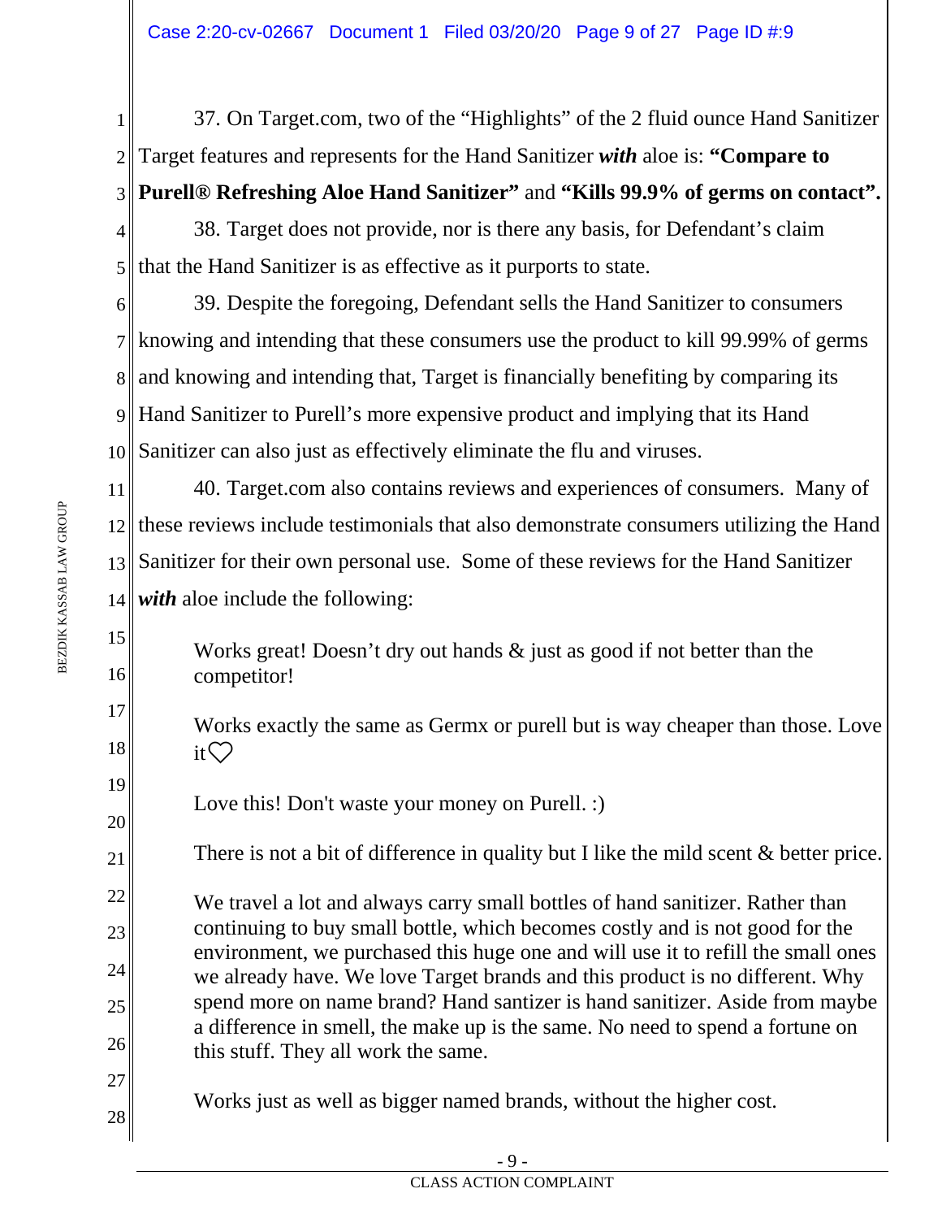37. On Target.com, two of the "Highlights" of the 2 fluid ounce Hand Sanitizer Target features and represents for the Hand Sanitizer ***with*** aloe is: **"Compare to Purell® Refreshing Aloe Hand Sanitizer"** and **"Kills 99.9% of germs on contact".**

38. Target does not provide, nor is there any basis, for Defendant's claim that the Hand Sanitizer is as effective as it purports to state.

39. Despite the foregoing, Defendant sells the Hand Sanitizer to consumers knowing and intending that these consumers use the product to kill 99.99% of germs and knowing and intending that, Target is financially benefiting by comparing its Hand Sanitizer to Purell's more expensive product and implying that its Hand Sanitizer can also just as effectively eliminate the flu and viruses.

40. Target.com also contains reviews and experiences of consumers. Many of these reviews include testimonials that also demonstrate consumers utilizing the Hand Sanitizer for their own personal use. Some of these reviews for the Hand Sanitizer ***with*** aloe include the following:

> Works great! Doesn't dry out hands & just as good if not better than the competitor!
>
> Works exactly the same as Germx or purell but is way cheaper than those. Love it♡
>
> Love this! Don't waste your money on Purell. :)
>
> There is not a bit of difference in quality but I like the mild scent & better price.
>
> We travel a lot and always carry small bottles of hand sanitizer. Rather than continuing to buy small bottle, which becomes costly and is not good for the environment, we purchased this huge one and will use it to refill the small ones we already have. We love Target brands and this product is no different. Why spend more on name brand? Hand santizer is hand sanitizer. Aside from maybe a difference in smell, the make up is the same. No need to spend a fortune on this stuff. They all work the same.
>
> Works just as well as bigger named brands, without the higher cost.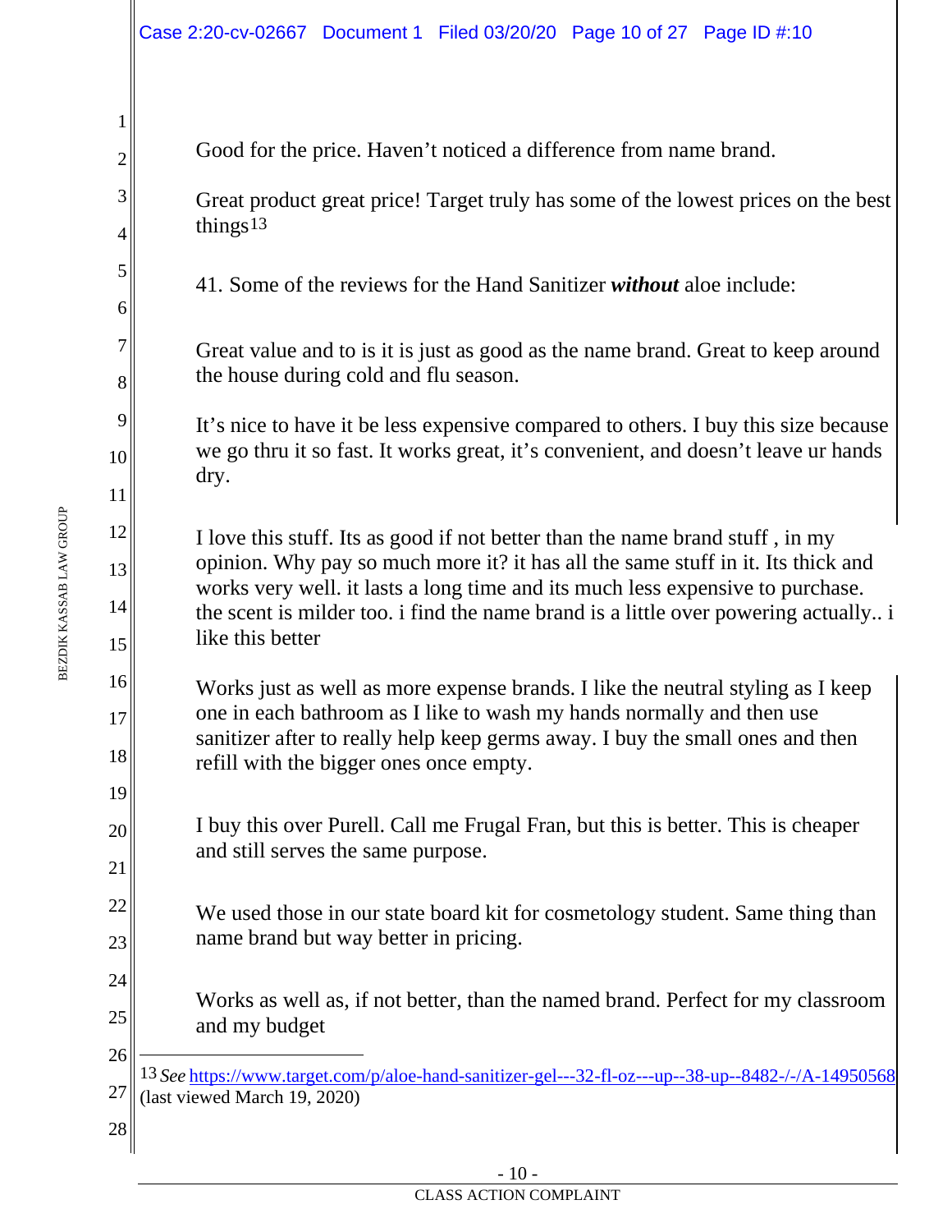Good for the price. Haven't noticed a difference from name brand.

Great product great price! Target truly has some of the lowest prices on the best things[13]

41. Some of the reviews for the Hand Sanitizer ***without*** aloe include:

Great value and to is it is just as good as the name brand. Great to keep around the house during cold and flu season.

It's nice to have it be less expensive compared to others. I buy this size because we go thru it so fast. It works great, it's convenient, and doesn't leave ur hands dry.

I love this stuff. Its as good if not better than the name brand stuff , in my opinion. Why pay so much more it? it has all the same stuff in it. Its thick and works very well. it lasts a long time and its much less expensive to purchase. the scent is milder too. i find the name brand is a little over powering actually.. i like this better

Works just as well as more expense brands. I like the neutral styling as I keep one in each bathroom as I like to wash my hands normally and then use sanitizer after to really help keep germs away. I buy the small ones and then refill with the bigger ones once empty.

I buy this over Purell. Call me Frugal Fran, but this is better. This is cheaper and still serves the same purpose.

We used those in our state board kit for cosmetology student. Same thing than name brand but way better in pricing.

Works as well as, if not better, than the named brand. Perfect for my classroom and my budget

---

[13] *See* https://www.target.com/p/aloe-hand-sanitizer-gel---32-fl-oz---up--38-up--8482-/-/A-14950568 (last viewed March 19, 2020)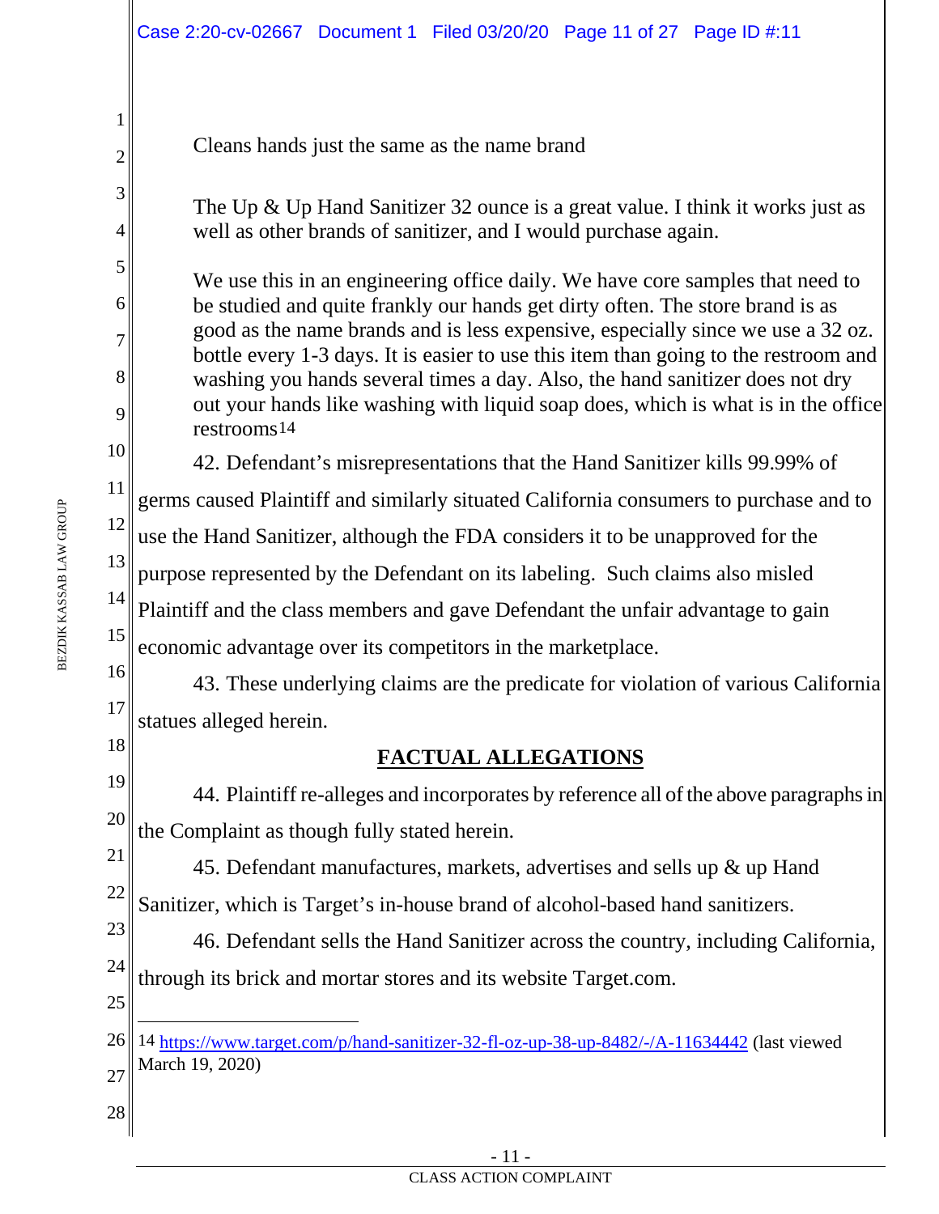> Cleans hands just the same as the name brand
>
> The Up & Up Hand Sanitizer 32 ounce is a great value. I think it works just as well as other brands of sanitizer, and I would purchase again.
>
> We use this in an engineering office daily. We have core samples that need to be studied and quite frankly our hands get dirty often. The store brand is as good as the name brands and is less expensive, especially since we use a 32 oz. bottle every 1-3 days. It is easier to use this item than going to the restroom and washing you hands several times a day. Also, the hand sanitizer does not dry out your hands like washing with liquid soap does, which is what is in the office restrooms[14]

42. Defendant's misrepresentations that the Hand Sanitizer kills 99.99% of germs caused Plaintiff and similarly situated California consumers to purchase and to use the Hand Sanitizer, although the FDA considers it to be unapproved for the purpose represented by the Defendant on its labeling. Such claims also misled Plaintiff and the class members and gave Defendant the unfair advantage to gain economic advantage over its competitors in the marketplace.

43. These underlying claims are the predicate for violation of various California statues alleged herein.

## FACTUAL ALLEGATIONS

44. Plaintiff re-alleges and incorporates by reference all of the above paragraphs in the Complaint as though fully stated herein.

45. Defendant manufactures, markets, advertises and sells up & up Hand Sanitizer, which is Target's in-house brand of alcohol-based hand sanitizers.

46. Defendant sells the Hand Sanitizer across the country, including California, through its brick and mortar stores and its website Target.com.

---

[14] https://www.target.com/p/hand-sanitizer-32-fl-oz-up-38-up-8482/-/A-11634442 (last viewed March 19, 2020)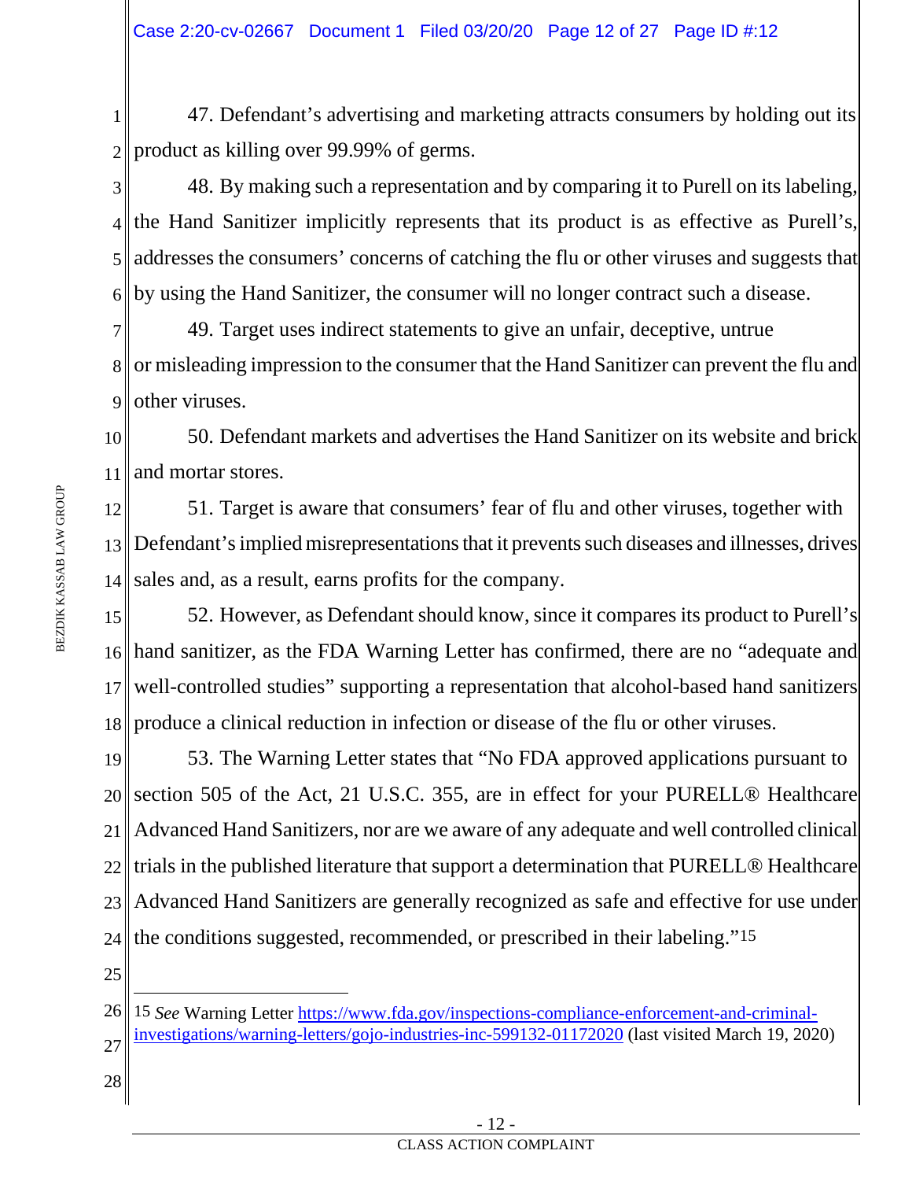47. Defendant's advertising and marketing attracts consumers by holding out its product as killing over 99.99% of germs.

48. By making such a representation and by comparing it to Purell on its labeling, the Hand Sanitizer implicitly represents that its product is as effective as Purell's, addresses the consumers' concerns of catching the flu or other viruses and suggests that by using the Hand Sanitizer, the consumer will no longer contract such a disease.

49. Target uses indirect statements to give an unfair, deceptive, untrue or misleading impression to the consumer that the Hand Sanitizer can prevent the flu and other viruses.

50. Defendant markets and advertises the Hand Sanitizer on its website and brick and mortar stores.

51. Target is aware that consumers' fear of flu and other viruses, together with Defendant's implied misrepresentations that it prevents such diseases and illnesses, drives sales and, as a result, earns profits for the company.

52. However, as Defendant should know, since it compares its product to Purell's hand sanitizer, as the FDA Warning Letter has confirmed, there are no "adequate and well-controlled studies" supporting a representation that alcohol-based hand sanitizers produce a clinical reduction in infection or disease of the flu or other viruses.

53. The Warning Letter states that "No FDA approved applications pursuant to section 505 of the Act, 21 U.S.C. 355, are in effect for your PURELL® Healthcare Advanced Hand Sanitizers, nor are we aware of any adequate and well controlled clinical trials in the published literature that support a determination that PURELL® Healthcare Advanced Hand Sanitizers are generally recognized as safe and effective for use under the conditions suggested, recommended, or prescribed in their labeling."[15]

---

[15] *See* Warning Letter https://www.fda.gov/inspections-compliance-enforcement-and-criminal-investigations/warning-letters/gojo-industries-inc-599132-01172020 (last visited March 19, 2020)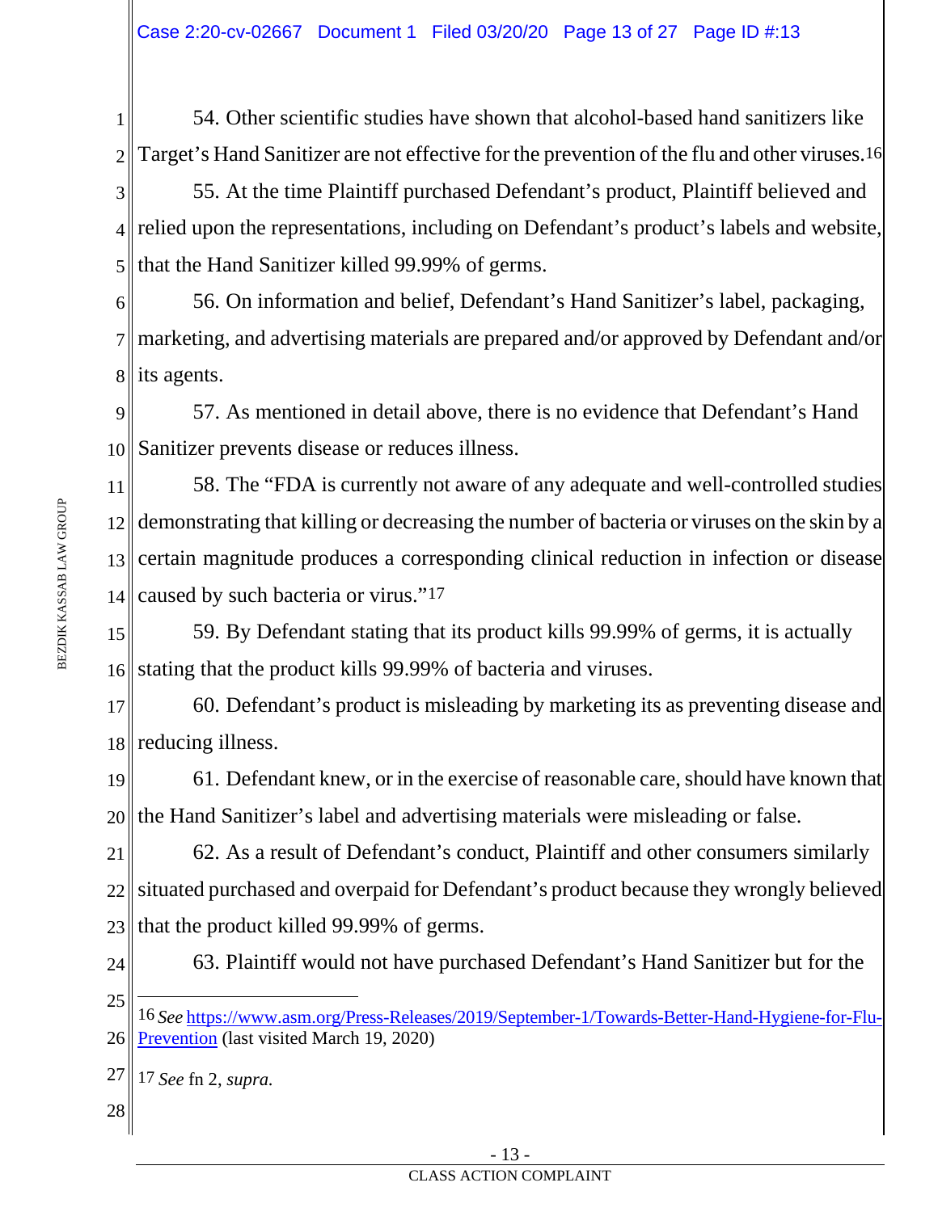54. Other scientific studies have shown that alcohol-based hand sanitizers like Target's Hand Sanitizer are not effective for the prevention of the flu and other viruses.[16]

55. At the time Plaintiff purchased Defendant's product, Plaintiff believed and relied upon the representations, including on Defendant's product's labels and website, that the Hand Sanitizer killed 99.99% of germs.

56. On information and belief, Defendant's Hand Sanitizer's label, packaging, marketing, and advertising materials are prepared and/or approved by Defendant and/or its agents.

57. As mentioned in detail above, there is no evidence that Defendant's Hand Sanitizer prevents disease or reduces illness.

58. The "FDA is currently not aware of any adequate and well-controlled studies demonstrating that killing or decreasing the number of bacteria or viruses on the skin by a certain magnitude produces a corresponding clinical reduction in infection or disease caused by such bacteria or virus."[17]

59. By Defendant stating that its product kills 99.99% of germs, it is actually stating that the product kills 99.99% of bacteria and viruses.

60. Defendant's product is misleading by marketing its as preventing disease and reducing illness.

61. Defendant knew, or in the exercise of reasonable care, should have known that the Hand Sanitizer's label and advertising materials were misleading or false.

62. As a result of Defendant's conduct, Plaintiff and other consumers similarly situated purchased and overpaid for Defendant's product because they wrongly believed that the product killed 99.99% of germs.

63. Plaintiff would not have purchased Defendant's Hand Sanitizer but for the

---

[16] *See* https://www.asm.org/Press-Releases/2019/September-1/Towards-Better-Hand-Hygiene-for-Flu-Prevention (last visited March 19, 2020)

[17] *See* fn 2, *supra.*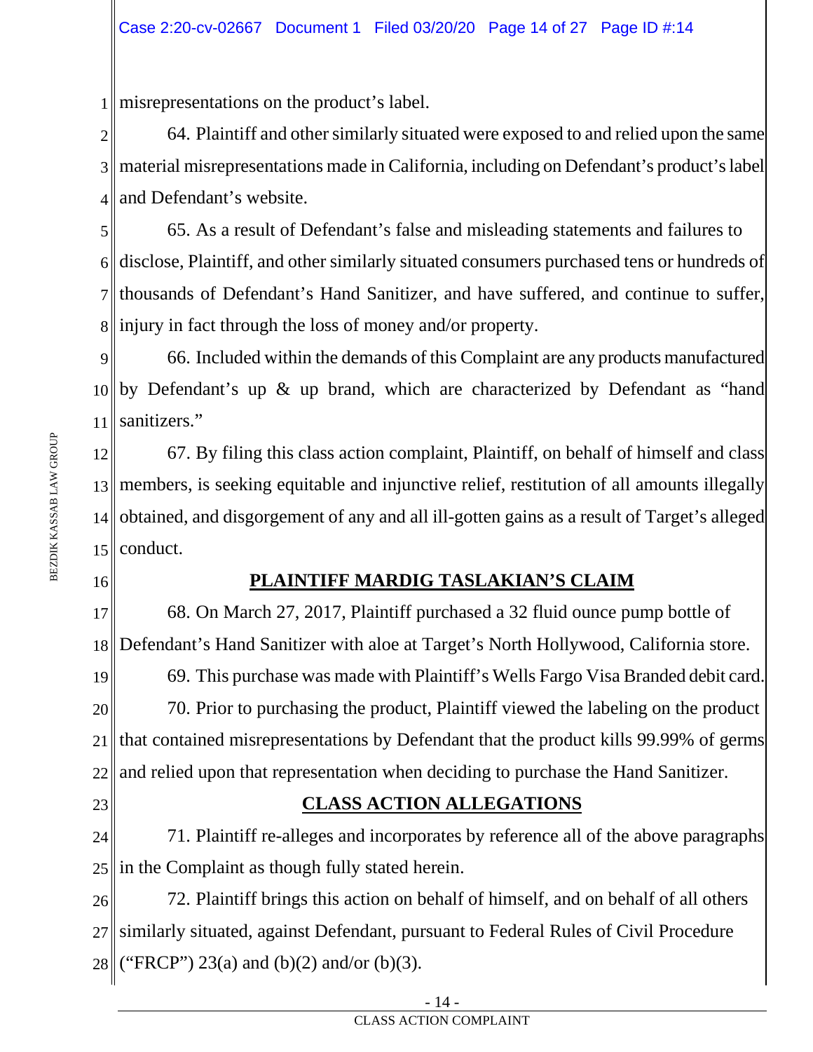misrepresentations on the product's label.

64. Plaintiff and other similarly situated were exposed to and relied upon the same material misrepresentations made in California, including on Defendant's product's label and Defendant's website.

65. As a result of Defendant's false and misleading statements and failures to disclose, Plaintiff, and other similarly situated consumers purchased tens or hundreds of thousands of Defendant's Hand Sanitizer, and have suffered, and continue to suffer, injury in fact through the loss of money and/or property.

66. Included within the demands of this Complaint are any products manufactured by Defendant's up & up brand, which are characterized by Defendant as "hand sanitizers."

67. By filing this class action complaint, Plaintiff, on behalf of himself and class members, is seeking equitable and injunctive relief, restitution of all amounts illegally obtained, and disgorgement of any and all ill-gotten gains as a result of Target's alleged conduct.

## PLAINTIFF MARDIG TASLAKIAN'S CLAIM

68. On March 27, 2017, Plaintiff purchased a 32 fluid ounce pump bottle of Defendant's Hand Sanitizer with aloe at Target's North Hollywood, California store.

69. This purchase was made with Plaintiff's Wells Fargo Visa Branded debit card.

70. Prior to purchasing the product, Plaintiff viewed the labeling on the product that contained misrepresentations by Defendant that the product kills 99.99% of germs and relied upon that representation when deciding to purchase the Hand Sanitizer.

## CLASS ACTION ALLEGATIONS

71. Plaintiff re-alleges and incorporates by reference all of the above paragraphs in the Complaint as though fully stated herein.

72. Plaintiff brings this action on behalf of himself, and on behalf of all others similarly situated, against Defendant, pursuant to Federal Rules of Civil Procedure ("FRCP") 23(a) and (b)(2) and/or (b)(3).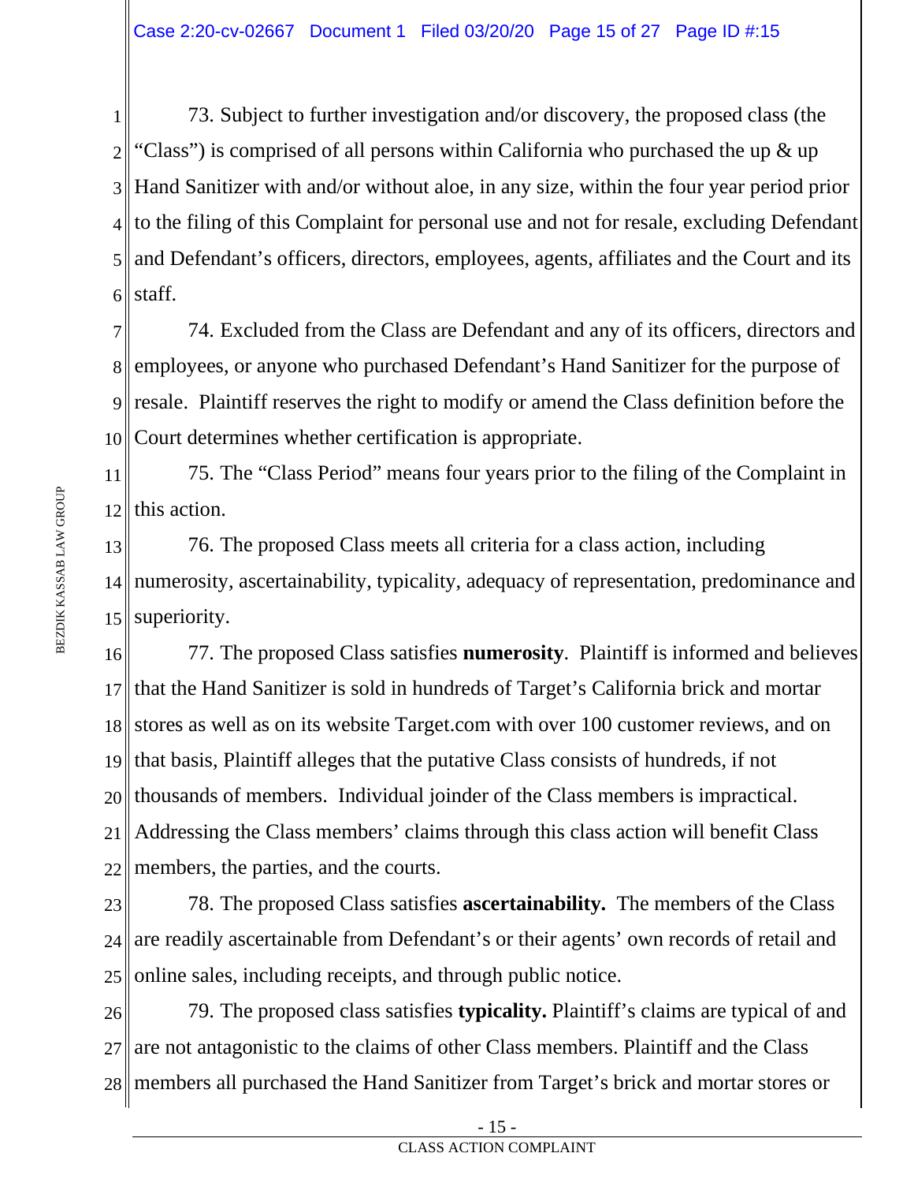73. Subject to further investigation and/or discovery, the proposed class (the "Class") is comprised of all persons within California who purchased the up & up Hand Sanitizer with and/or without aloe, in any size, within the four year period prior to the filing of this Complaint for personal use and not for resale, excluding Defendant and Defendant's officers, directors, employees, agents, affiliates and the Court and its staff.

74. Excluded from the Class are Defendant and any of its officers, directors and employees, or anyone who purchased Defendant's Hand Sanitizer for the purpose of resale. Plaintiff reserves the right to modify or amend the Class definition before the Court determines whether certification is appropriate.

75. The "Class Period" means four years prior to the filing of the Complaint in this action.

76. The proposed Class meets all criteria for a class action, including numerosity, ascertainability, typicality, adequacy of representation, predominance and superiority.

77. The proposed Class satisfies **numerosity**. Plaintiff is informed and believes that the Hand Sanitizer is sold in hundreds of Target's California brick and mortar stores as well as on its website Target.com with over 100 customer reviews, and on that basis, Plaintiff alleges that the putative Class consists of hundreds, if not thousands of members. Individual joinder of the Class members is impractical. Addressing the Class members' claims through this class action will benefit Class members, the parties, and the courts.

78. The proposed Class satisfies **ascertainability.** The members of the Class are readily ascertainable from Defendant's or their agents' own records of retail and online sales, including receipts, and through public notice.

79. The proposed class satisfies **typicality.** Plaintiff's claims are typical of and are not antagonistic to the claims of other Class members. Plaintiff and the Class members all purchased the Hand Sanitizer from Target's brick and mortar stores or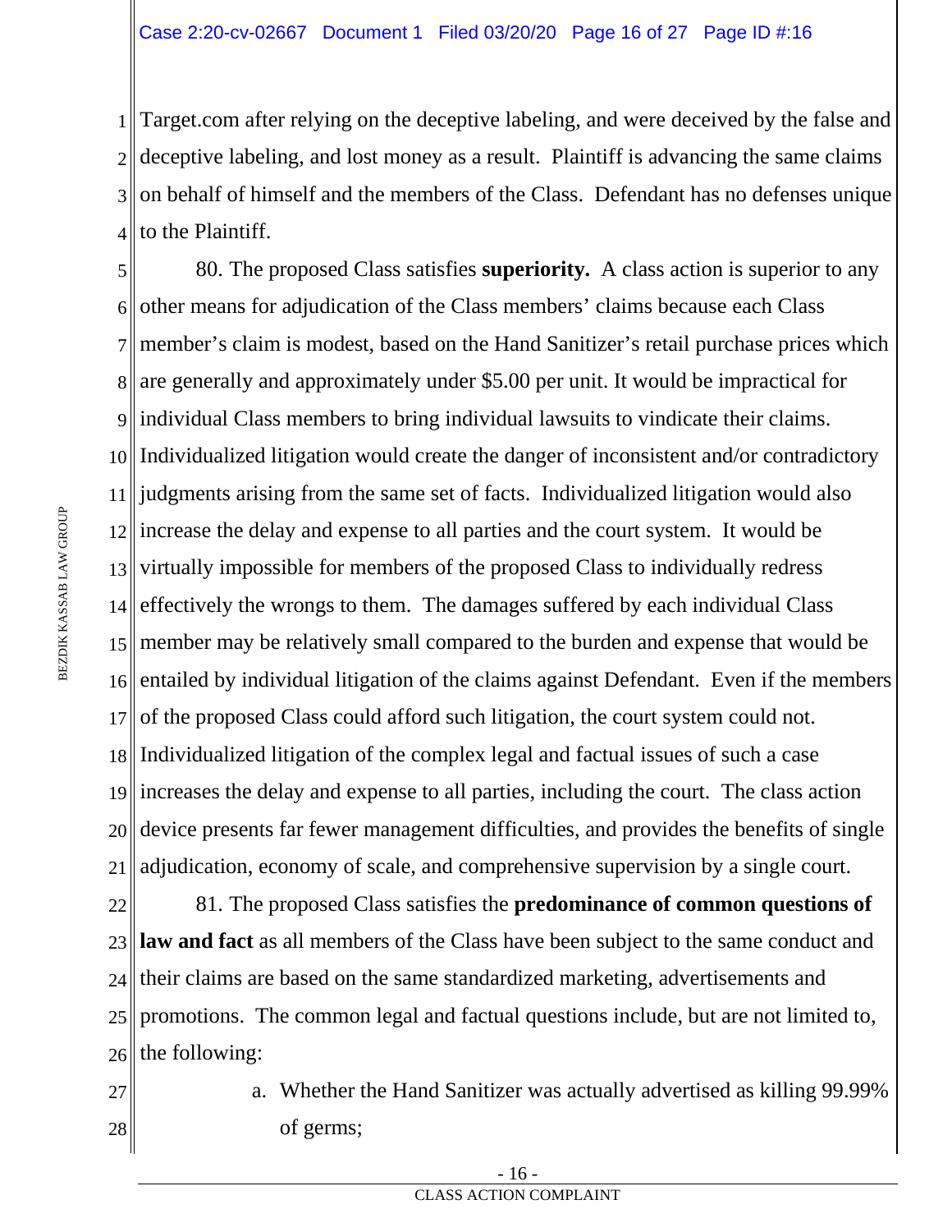Target.com after relying on the deceptive labeling, and were deceived by the false and deceptive labeling, and lost money as a result. Plaintiff is advancing the same claims on behalf of himself and the members of the Class. Defendant has no defenses unique to the Plaintiff.

80. The proposed Class satisfies **superiority.** A class action is superior to any other means for adjudication of the Class members' claims because each Class member's claim is modest, based on the Hand Sanitizer's retail purchase prices which are generally and approximately under $5.00 per unit. It would be impractical for individual Class members to bring individual lawsuits to vindicate their claims. Individualized litigation would create the danger of inconsistent and/or contradictory judgments arising from the same set of facts. Individualized litigation would also increase the delay and expense to all parties and the court system. It would be virtually impossible for members of the proposed Class to individually redress effectively the wrongs to them. The damages suffered by each individual Class member may be relatively small compared to the burden and expense that would be entailed by individual litigation of the claims against Defendant. Even if the members of the proposed Class could afford such litigation, the court system could not. Individualized litigation of the complex legal and factual issues of such a case increases the delay and expense to all parties, including the court. The class action device presents far fewer management difficulties, and provides the benefits of single adjudication, economy of scale, and comprehensive supervision by a single court.

81. The proposed Class satisfies the **predominance of common questions of law and fact** as all members of the Class have been subject to the same conduct and their claims are based on the same standardized marketing, advertisements and promotions. The common legal and factual questions include, but are not limited to, the following:

a. Whether the Hand Sanitizer was actually advertised as killing 99.99% of germs;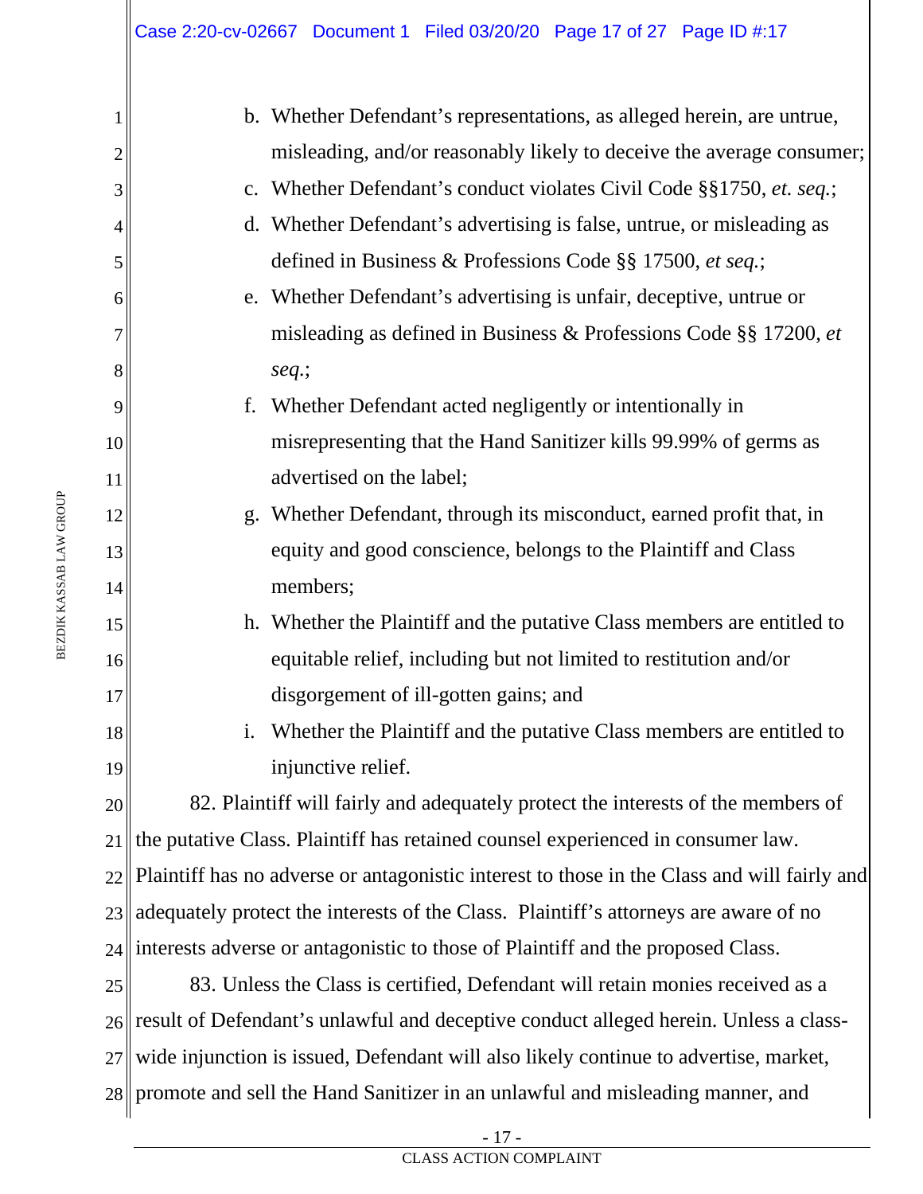b. Whether Defendant's representations, as alleged herein, are untrue, misleading, and/or reasonably likely to deceive the average consumer;

c. Whether Defendant's conduct violates Civil Code §§1750, *et. seq.*;

d. Whether Defendant's advertising is false, untrue, or misleading as defined in Business & Professions Code §§ 17500, *et seq.*;

e. Whether Defendant's advertising is unfair, deceptive, untrue or misleading as defined in Business & Professions Code §§ 17200, *et seq.*;

f. Whether Defendant acted negligently or intentionally in misrepresenting that the Hand Sanitizer kills 99.99% of germs as advertised on the label;

g. Whether Defendant, through its misconduct, earned profit that, in equity and good conscience, belongs to the Plaintiff and Class members;

h. Whether the Plaintiff and the putative Class members are entitled to equitable relief, including but not limited to restitution and/or disgorgement of ill-gotten gains; and

i. Whether the Plaintiff and the putative Class members are entitled to injunctive relief.

82. Plaintiff will fairly and adequately protect the interests of the members of the putative Class. Plaintiff has retained counsel experienced in consumer law. Plaintiff has no adverse or antagonistic interest to those in the Class and will fairly and adequately protect the interests of the Class. Plaintiff's attorneys are aware of no interests adverse or antagonistic to those of Plaintiff and the proposed Class.

83. Unless the Class is certified, Defendant will retain monies received as a result of Defendant's unlawful and deceptive conduct alleged herein. Unless a class-wide injunction is issued, Defendant will also likely continue to advertise, market, promote and sell the Hand Sanitizer in an unlawful and misleading manner, and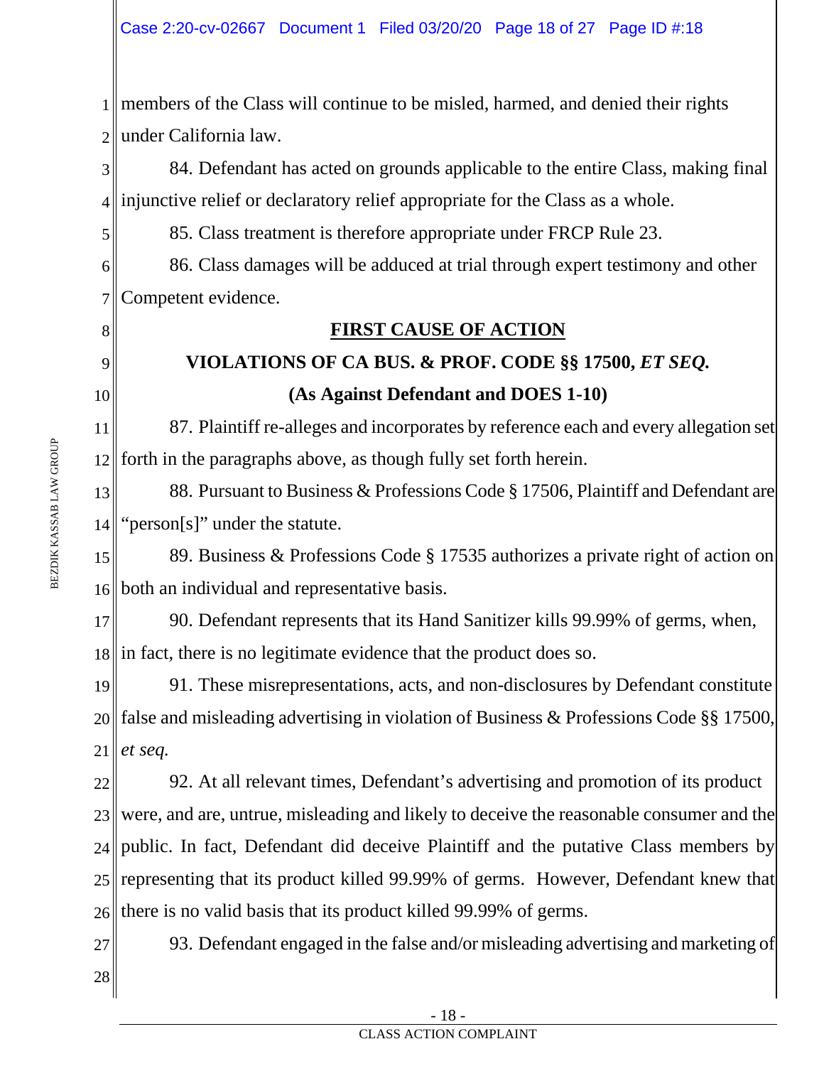members of the Class will continue to be misled, harmed, and denied their rights under California law.

84. Defendant has acted on grounds applicable to the entire Class, making final injunctive relief or declaratory relief appropriate for the Class as a whole.

85. Class treatment is therefore appropriate under FRCP Rule 23.

86. Class damages will be adduced at trial through expert testimony and other Competent evidence.

## FIRST CAUSE OF ACTION

### VIOLATIONS OF CA BUS. & PROF. CODE §§ 17500, *ET SEQ.*

### (As Against Defendant and DOES 1-10)

87. Plaintiff re-alleges and incorporates by reference each and every allegation set forth in the paragraphs above, as though fully set forth herein.

88. Pursuant to Business & Professions Code § 17506, Plaintiff and Defendant are "person[s]" under the statute.

89. Business & Professions Code § 17535 authorizes a private right of action on both an individual and representative basis.

90. Defendant represents that its Hand Sanitizer kills 99.99% of germs, when, in fact, there is no legitimate evidence that the product does so.

91. These misrepresentations, acts, and non-disclosures by Defendant constitute false and misleading advertising in violation of Business & Professions Code §§ 17500, *et seq.*

92. At all relevant times, Defendant's advertising and promotion of its product were, and are, untrue, misleading and likely to deceive the reasonable consumer and the public. In fact, Defendant did deceive Plaintiff and the putative Class members by representing that its product killed 99.99% of germs. However, Defendant knew that there is no valid basis that its product killed 99.99% of germs.

93. Defendant engaged in the false and/or misleading advertising and marketing of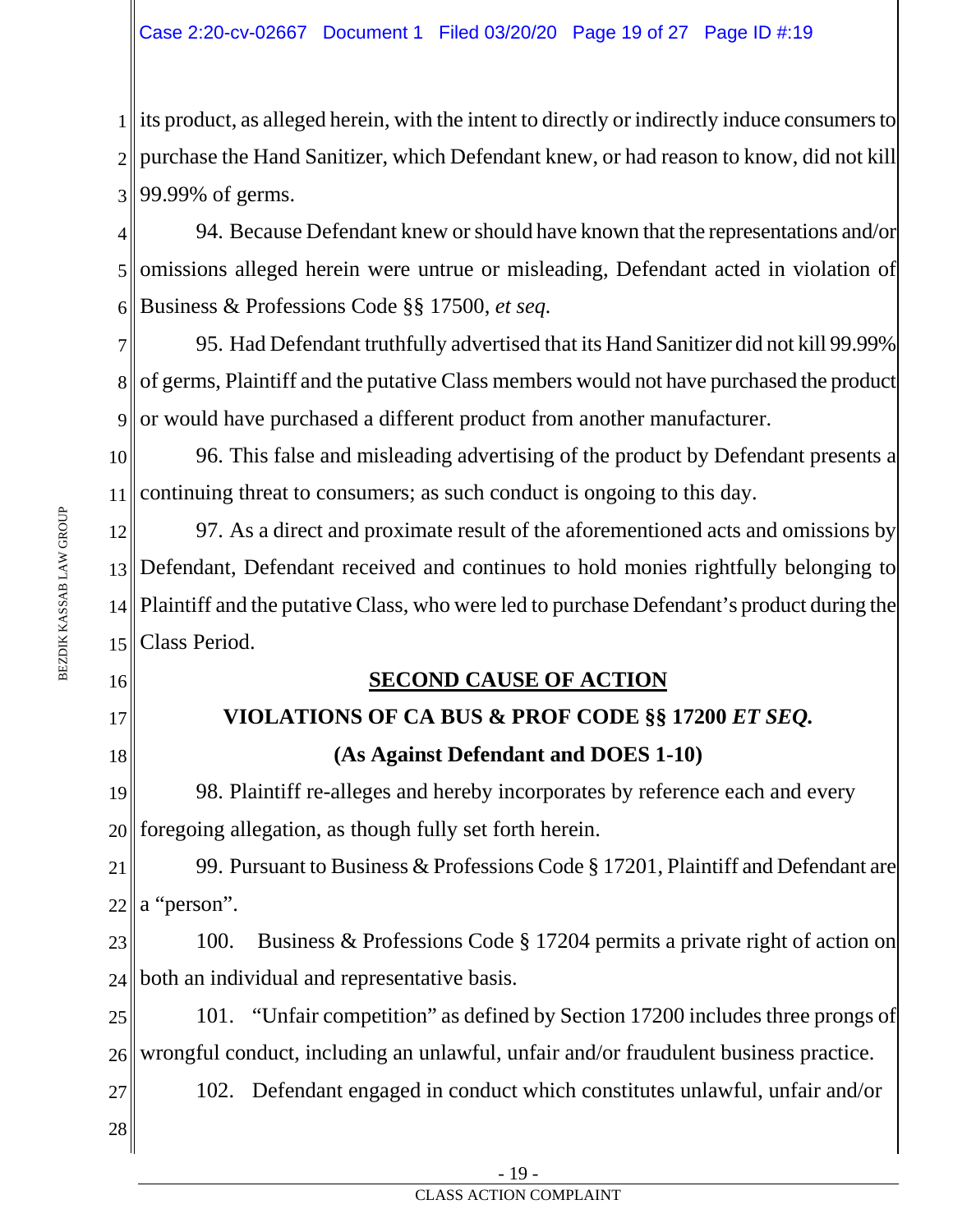its product, as alleged herein, with the intent to directly or indirectly induce consumers to purchase the Hand Sanitizer, which Defendant knew, or had reason to know, did not kill 99.99% of germs.

94. Because Defendant knew or should have known that the representations and/or omissions alleged herein were untrue or misleading, Defendant acted in violation of Business & Professions Code §§ 17500, *et seq.*

95. Had Defendant truthfully advertised that its Hand Sanitizer did not kill 99.99% of germs, Plaintiff and the putative Class members would not have purchased the product or would have purchased a different product from another manufacturer.

96. This false and misleading advertising of the product by Defendant presents a continuing threat to consumers; as such conduct is ongoing to this day.

97. As a direct and proximate result of the aforementioned acts and omissions by Defendant, Defendant received and continues to hold monies rightfully belonging to Plaintiff and the putative Class, who were led to purchase Defendant's product during the Class Period.

## SECOND CAUSE OF ACTION

## VIOLATIONS OF CA BUS & PROF CODE §§ 17200 *ET SEQ.*

## (As Against Defendant and DOES 1-10)

98. Plaintiff re-alleges and hereby incorporates by reference each and every foregoing allegation, as though fully set forth herein.

99. Pursuant to Business & Professions Code § 17201, Plaintiff and Defendant are a "person".

100. Business & Professions Code § 17204 permits a private right of action on both an individual and representative basis.

101. "Unfair competition" as defined by Section 17200 includes three prongs of wrongful conduct, including an unlawful, unfair and/or fraudulent business practice.

102. Defendant engaged in conduct which constitutes unlawful, unfair and/or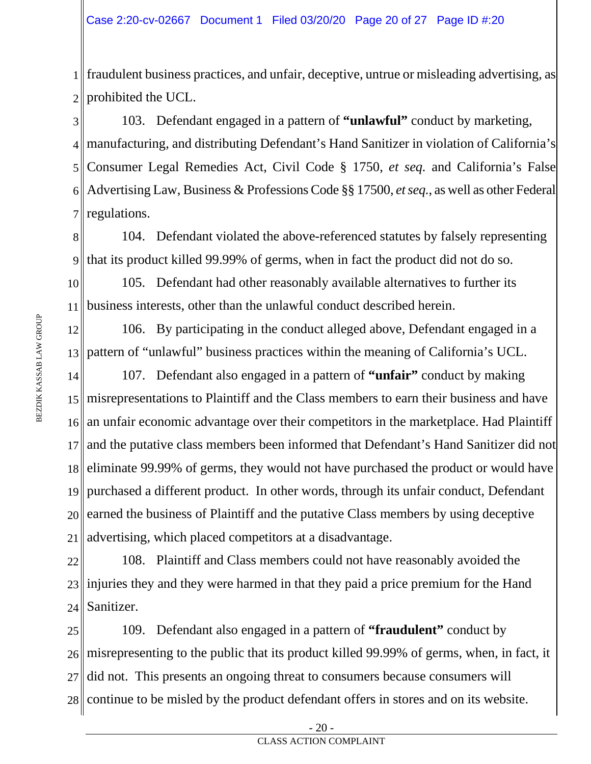fraudulent business practices, and unfair, deceptive, untrue or misleading advertising, as prohibited the UCL.

103. Defendant engaged in a pattern of **"unlawful"** conduct by marketing, manufacturing, and distributing Defendant's Hand Sanitizer in violation of California's Consumer Legal Remedies Act, Civil Code § 1750, *et seq.* and California's False Advertising Law, Business & Professions Code §§ 17500, *et seq.*, as well as other Federal regulations.

104. Defendant violated the above-referenced statutes by falsely representing that its product killed 99.99% of germs, when in fact the product did not do so.

105. Defendant had other reasonably available alternatives to further its business interests, other than the unlawful conduct described herein.

106. By participating in the conduct alleged above, Defendant engaged in a pattern of "unlawful" business practices within the meaning of California's UCL.

107. Defendant also engaged in a pattern of **"unfair"** conduct by making misrepresentations to Plaintiff and the Class members to earn their business and have an unfair economic advantage over their competitors in the marketplace. Had Plaintiff and the putative class members been informed that Defendant's Hand Sanitizer did not eliminate 99.99% of germs, they would not have purchased the product or would have purchased a different product. In other words, through its unfair conduct, Defendant earned the business of Plaintiff and the putative Class members by using deceptive advertising, which placed competitors at a disadvantage.

108. Plaintiff and Class members could not have reasonably avoided the injuries they and they were harmed in that they paid a price premium for the Hand Sanitizer.

109. Defendant also engaged in a pattern of **"fraudulent"** conduct by misrepresenting to the public that its product killed 99.99% of germs, when, in fact, it did not. This presents an ongoing threat to consumers because consumers will continue to be misled by the product defendant offers in stores and on its website.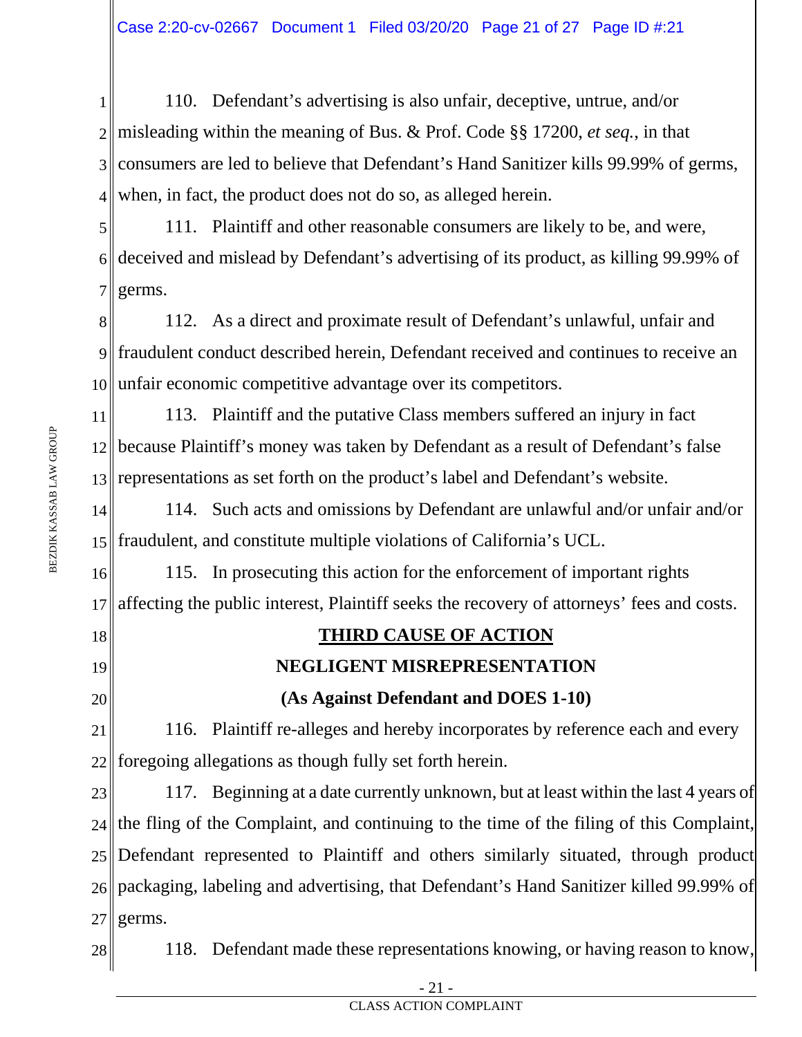110. Defendant's advertising is also unfair, deceptive, untrue, and/or misleading within the meaning of Bus. & Prof. Code §§ 17200, *et seq.*, in that consumers are led to believe that Defendant's Hand Sanitizer kills 99.99% of germs, when, in fact, the product does not do so, as alleged herein.

111. Plaintiff and other reasonable consumers are likely to be, and were, deceived and mislead by Defendant's advertising of its product, as killing 99.99% of germs.

112. As a direct and proximate result of Defendant's unlawful, unfair and fraudulent conduct described herein, Defendant received and continues to receive an unfair economic competitive advantage over its competitors.

113. Plaintiff and the putative Class members suffered an injury in fact because Plaintiff's money was taken by Defendant as a result of Defendant's false representations as set forth on the product's label and Defendant's website.

114. Such acts and omissions by Defendant are unlawful and/or unfair and/or fraudulent, and constitute multiple violations of California's UCL.

115. In prosecuting this action for the enforcement of important rights affecting the public interest, Plaintiff seeks the recovery of attorneys' fees and costs.

## THIRD CAUSE OF ACTION

## NEGLIGENT MISREPRESENTATION

## (As Against Defendant and DOES 1-10)

116. Plaintiff re-alleges and hereby incorporates by reference each and every foregoing allegations as though fully set forth herein.

117. Beginning at a date currently unknown, but at least within the last 4 years of the fling of the Complaint, and continuing to the time of the filing of this Complaint, Defendant represented to Plaintiff and others similarly situated, through product packaging, labeling and advertising, that Defendant's Hand Sanitizer killed 99.99% of germs.

118. Defendant made these representations knowing, or having reason to know,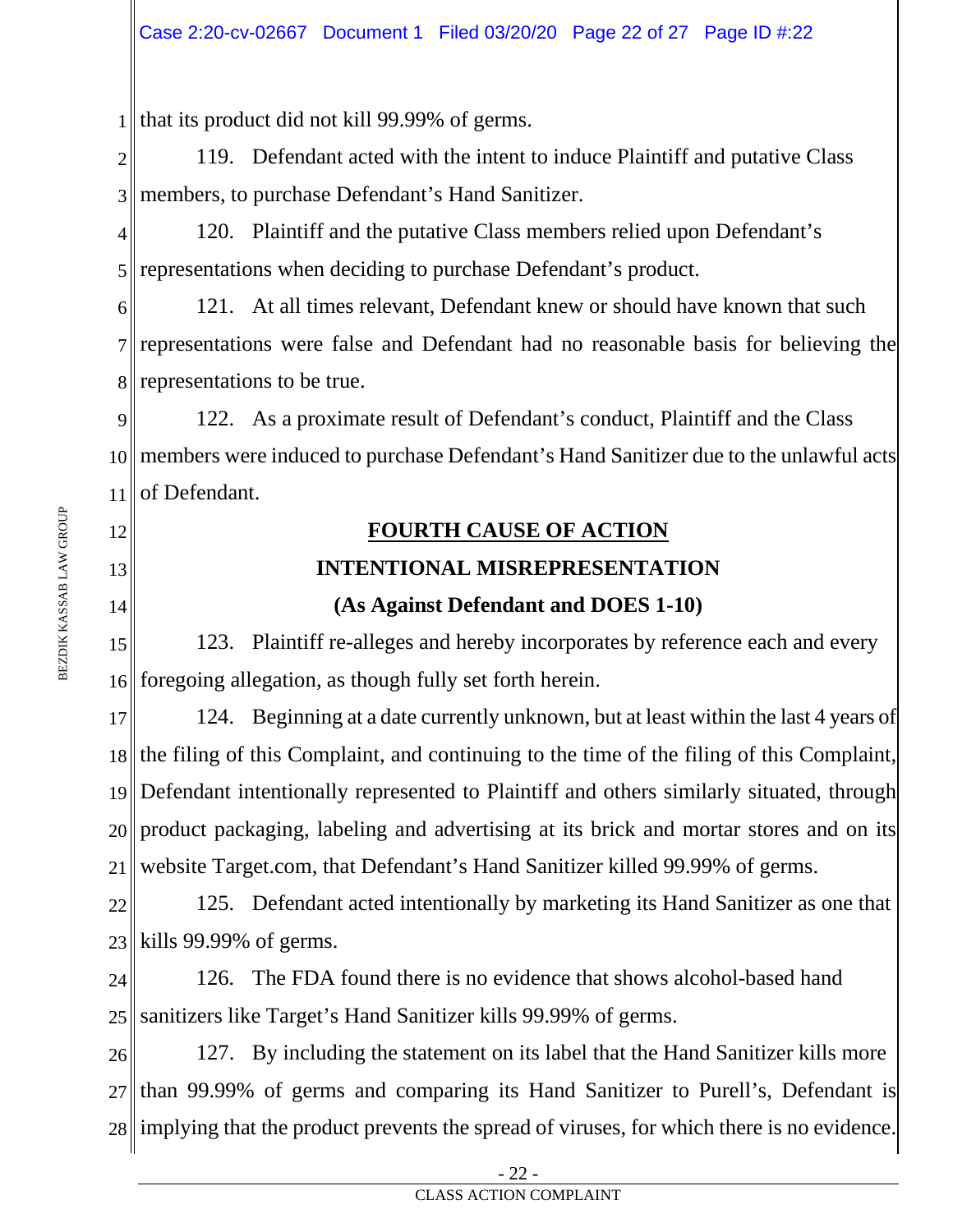that its product did not kill 99.99% of germs.

119. Defendant acted with the intent to induce Plaintiff and putative Class members, to purchase Defendant's Hand Sanitizer.

120. Plaintiff and the putative Class members relied upon Defendant's representations when deciding to purchase Defendant's product.

121. At all times relevant, Defendant knew or should have known that such representations were false and Defendant had no reasonable basis for believing the representations to be true.

122. As a proximate result of Defendant's conduct, Plaintiff and the Class members were induced to purchase Defendant's Hand Sanitizer due to the unlawful acts of Defendant.

## FOURTH CAUSE OF ACTION

## INTENTIONAL MISREPRESENTATION

### (As Against Defendant and DOES 1-10)

123. Plaintiff re-alleges and hereby incorporates by reference each and every foregoing allegation, as though fully set forth herein.

124. Beginning at a date currently unknown, but at least within the last 4 years of the filing of this Complaint, and continuing to the time of the filing of this Complaint, Defendant intentionally represented to Plaintiff and others similarly situated, through product packaging, labeling and advertising at its brick and mortar stores and on its website Target.com, that Defendant's Hand Sanitizer killed 99.99% of germs.

125. Defendant acted intentionally by marketing its Hand Sanitizer as one that kills 99.99% of germs.

126. The FDA found there is no evidence that shows alcohol-based hand sanitizers like Target's Hand Sanitizer kills 99.99% of germs.

127. By including the statement on its label that the Hand Sanitizer kills more than 99.99% of germs and comparing its Hand Sanitizer to Purell's, Defendant is implying that the product prevents the spread of viruses, for which there is no evidence.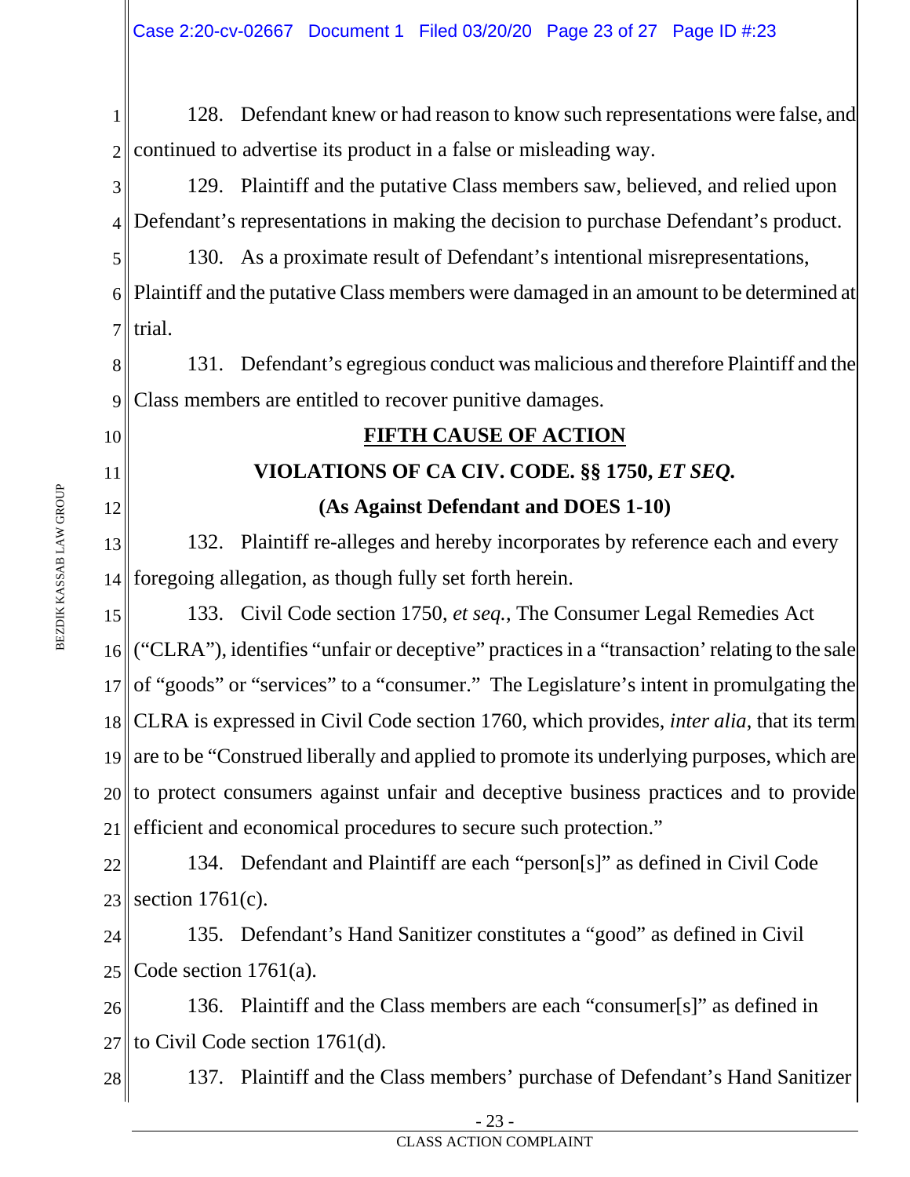128. Defendant knew or had reason to know such representations were false, and continued to advertise its product in a false or misleading way.

129. Plaintiff and the putative Class members saw, believed, and relied upon Defendant's representations in making the decision to purchase Defendant's product.

130. As a proximate result of Defendant's intentional misrepresentations, Plaintiff and the putative Class members were damaged in an amount to be determined at trial.

131. Defendant's egregious conduct was malicious and therefore Plaintiff and the Class members are entitled to recover punitive damages.

## FIFTH CAUSE OF ACTION

### VIOLATIONS OF CA CIV. CODE. §§ 1750, *ET SEQ.*

### (As Against Defendant and DOES 1-10)

132. Plaintiff re-alleges and hereby incorporates by reference each and every foregoing allegation, as though fully set forth herein.

133. Civil Code section 1750, *et seq.*, The Consumer Legal Remedies Act ("CLRA"), identifies "unfair or deceptive" practices in a "transaction' relating to the sale of "goods" or "services" to a "consumer." The Legislature's intent in promulgating the CLRA is expressed in Civil Code section 1760, which provides, *inter alia*, that its term are to be "Construed liberally and applied to promote its underlying purposes, which are to protect consumers against unfair and deceptive business practices and to provide efficient and economical procedures to secure such protection."

134. Defendant and Plaintiff are each "person[s]" as defined in Civil Code section 1761(c).

135. Defendant's Hand Sanitizer constitutes a "good" as defined in Civil Code section 1761(a).

136. Plaintiff and the Class members are each "consumer[s]" as defined in to Civil Code section 1761(d).

137. Plaintiff and the Class members' purchase of Defendant's Hand Sanitizer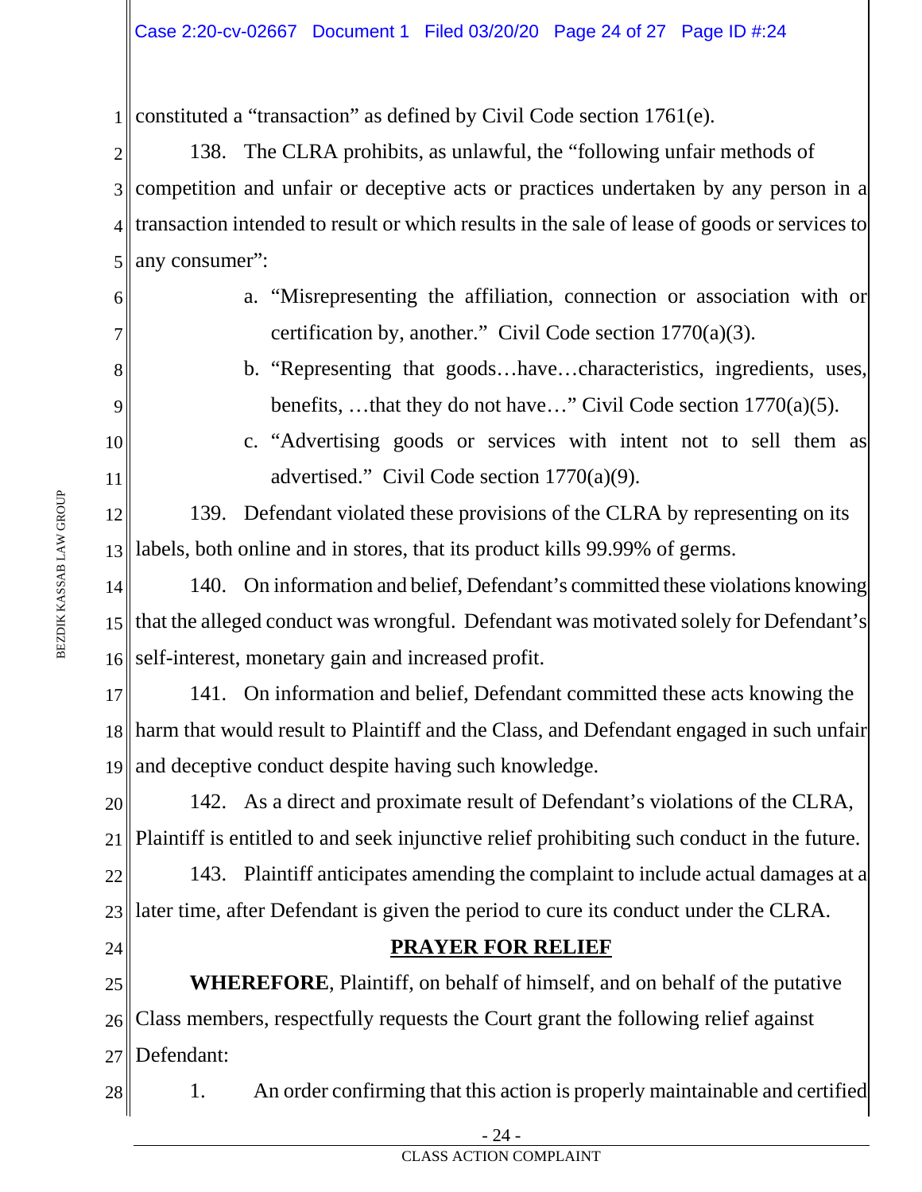constituted a "transaction" as defined by Civil Code section 1761(e).

138. The CLRA prohibits, as unlawful, the "following unfair methods of competition and unfair or deceptive acts or practices undertaken by any person in a transaction intended to result or which results in the sale of lease of goods or services to any consumer":

a. "Misrepresenting the affiliation, connection or association with or certification by, another." Civil Code section 1770(a)(3).

b. "Representing that goods…have…characteristics, ingredients, uses, benefits, …that they do not have…" Civil Code section 1770(a)(5).

c. "Advertising goods or services with intent not to sell them as advertised." Civil Code section 1770(a)(9).

139. Defendant violated these provisions of the CLRA by representing on its labels, both online and in stores, that its product kills 99.99% of germs.

140. On information and belief, Defendant's committed these violations knowing that the alleged conduct was wrongful. Defendant was motivated solely for Defendant's self-interest, monetary gain and increased profit.

141. On information and belief, Defendant committed these acts knowing the harm that would result to Plaintiff and the Class, and Defendant engaged in such unfair and deceptive conduct despite having such knowledge.

142. As a direct and proximate result of Defendant's violations of the CLRA, Plaintiff is entitled to and seek injunctive relief prohibiting such conduct in the future.

143. Plaintiff anticipates amending the complaint to include actual damages at a later time, after Defendant is given the period to cure its conduct under the CLRA.

## PRAYER FOR RELIEF

**WHEREFORE**, Plaintiff, on behalf of himself, and on behalf of the putative Class members, respectfully requests the Court grant the following relief against Defendant:

1. An order confirming that this action is properly maintainable and certified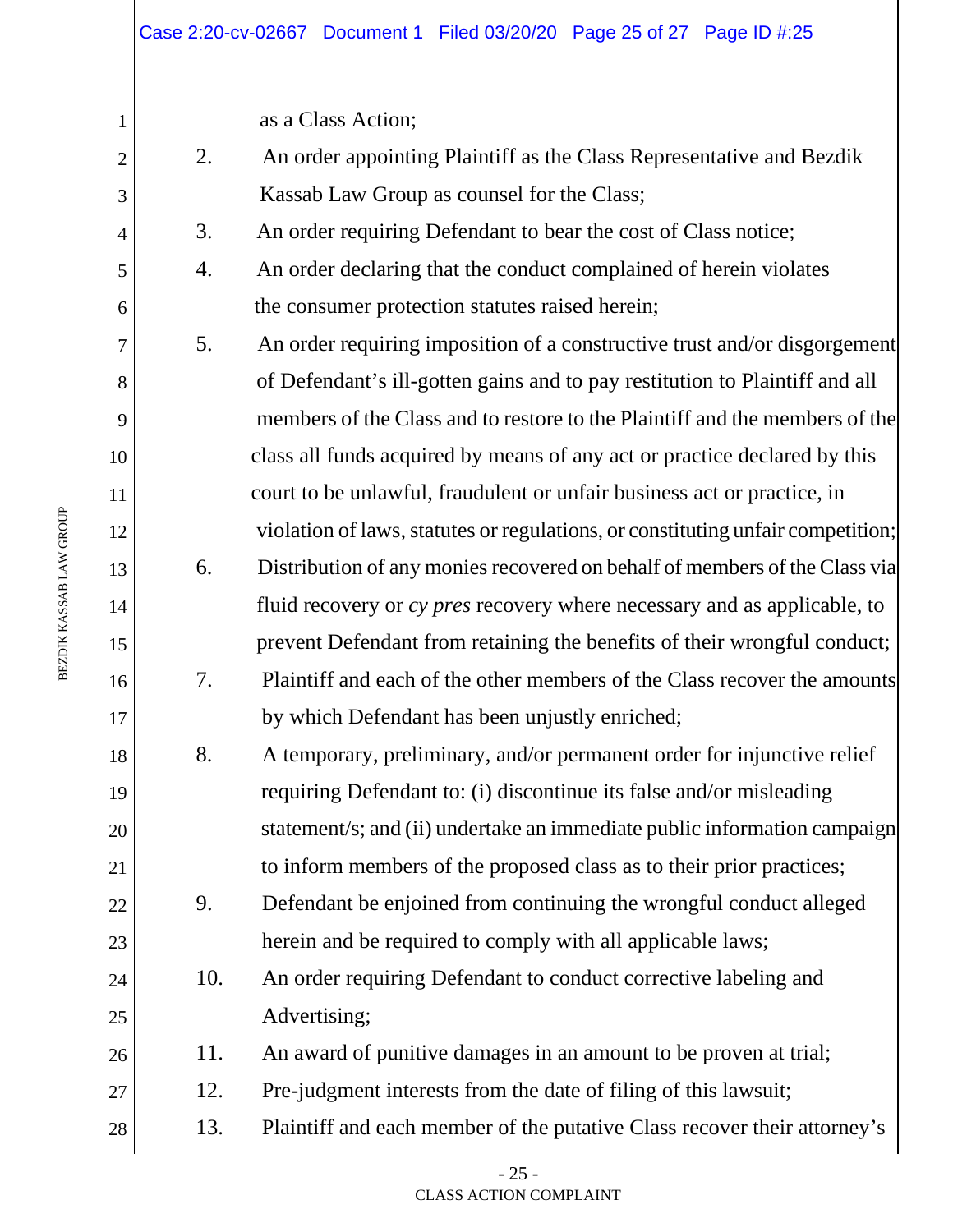as a Class Action;

2. An order appointing Plaintiff as the Class Representative and Bezdik Kassab Law Group as counsel for the Class;

3. An order requiring Defendant to bear the cost of Class notice;

4. An order declaring that the conduct complained of herein violates the consumer protection statutes raised herein;

5. An order requiring imposition of a constructive trust and/or disgorgement of Defendant's ill-gotten gains and to pay restitution to Plaintiff and all members of the Class and to restore to the Plaintiff and the members of the class all funds acquired by means of any act or practice declared by this court to be unlawful, fraudulent or unfair business act or practice, in violation of laws, statutes or regulations, or constituting unfair competition;

6. Distribution of any monies recovered on behalf of members of the Class via fluid recovery or *cy pres* recovery where necessary and as applicable, to prevent Defendant from retaining the benefits of their wrongful conduct;

7. Plaintiff and each of the other members of the Class recover the amounts by which Defendant has been unjustly enriched;

8. A temporary, preliminary, and/or permanent order for injunctive relief requiring Defendant to: (i) discontinue its false and/or misleading statement/s; and (ii) undertake an immediate public information campaign to inform members of the proposed class as to their prior practices;

9. Defendant be enjoined from continuing the wrongful conduct alleged herein and be required to comply with all applicable laws;

10. An order requiring Defendant to conduct corrective labeling and Advertising;

11. An award of punitive damages in an amount to be proven at trial;

12. Pre-judgment interests from the date of filing of this lawsuit;

13. Plaintiff and each member of the putative Class recover their attorney's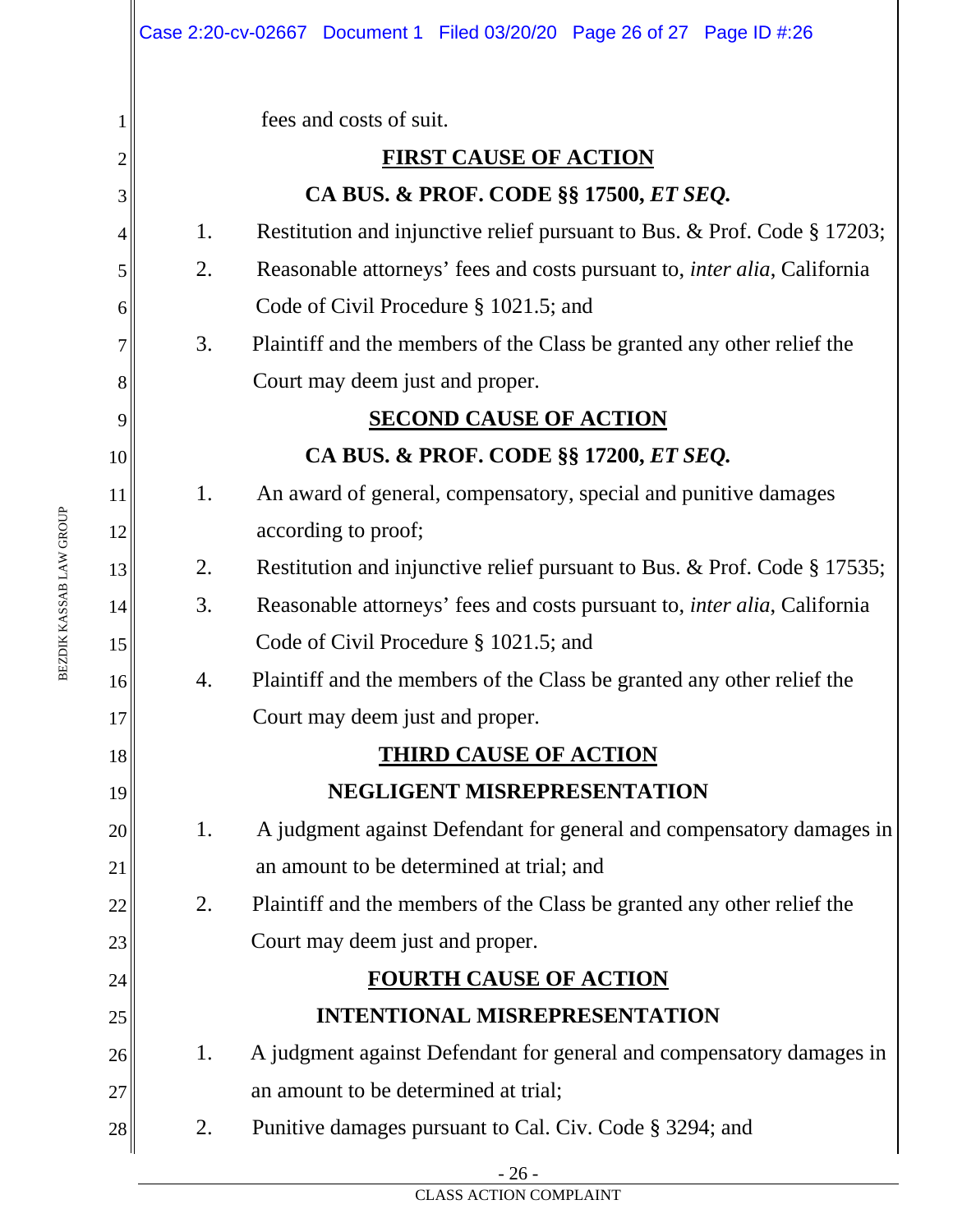fees and costs of suit.

**FIRST CAUSE OF ACTION**

**CA BUS. & PROF. CODE §§ 17500, *ET SEQ.***

1. Restitution and injunctive relief pursuant to Bus. & Prof. Code § 17203;
2. Reasonable attorneys' fees and costs pursuant to, *inter alia*, California Code of Civil Procedure § 1021.5; and
3. Plaintiff and the members of the Class be granted any other relief the Court may deem just and proper.

**SECOND CAUSE OF ACTION**

**CA BUS. & PROF. CODE §§ 17200, *ET SEQ.***

1. An award of general, compensatory, special and punitive damages according to proof;
2. Restitution and injunctive relief pursuant to Bus. & Prof. Code § 17535;
3. Reasonable attorneys' fees and costs pursuant to, *inter alia*, California Code of Civil Procedure § 1021.5; and
4. Plaintiff and the members of the Class be granted any other relief the Court may deem just and proper.

**THIRD CAUSE OF ACTION**

**NEGLIGENT MISREPRESENTATION**

1. A judgment against Defendant for general and compensatory damages in an amount to be determined at trial; and
2. Plaintiff and the members of the Class be granted any other relief the Court may deem just and proper.

**FOURTH CAUSE OF ACTION**

**INTENTIONAL MISREPRESENTATION**

1. A judgment against Defendant for general and compensatory damages in an amount to be determined at trial;
2. Punitive damages pursuant to Cal. Civ. Code § 3294; and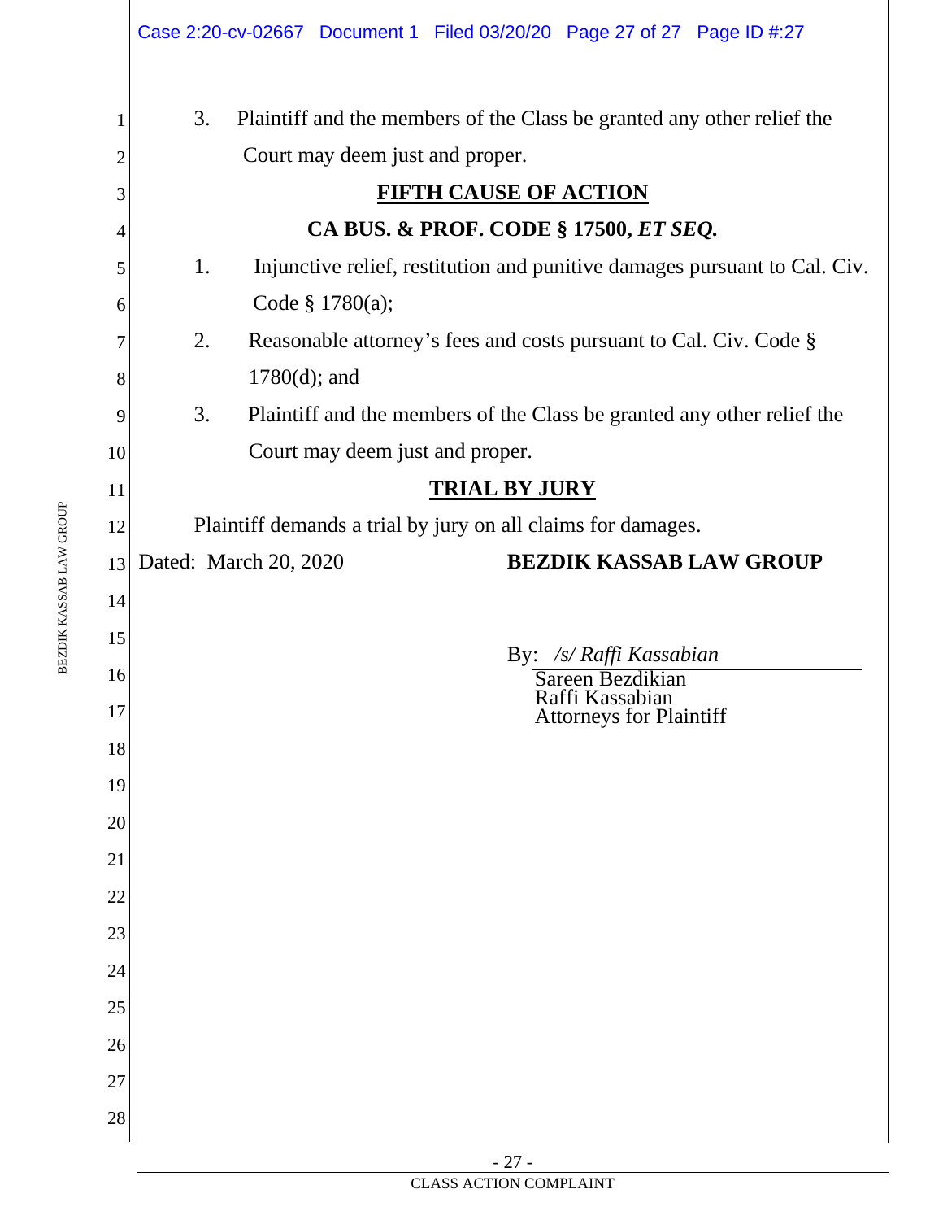3. Plaintiff and the members of the Class be granted any other relief the Court may deem just and proper.

**FIFTH CAUSE OF ACTION**

**CA BUS. & PROF. CODE § 17500, *ET SEQ.***

1. Injunctive relief, restitution and punitive damages pursuant to Cal. Civ. Code § 1780(a);
2. Reasonable attorney's fees and costs pursuant to Cal. Civ. Code § 1780(d); and
3. Plaintiff and the members of the Class be granted any other relief the Court may deem just and proper.

**TRIAL BY JURY**

Plaintiff demands a trial by jury on all claims for damages.

Dated: March 20, 2020

**BEZDIK KASSAB LAW GROUP**

By: */s/ Raffi Kassabian*
Sareen Bezdikian
Raffi Kassabian
Attorneys for Plaintiff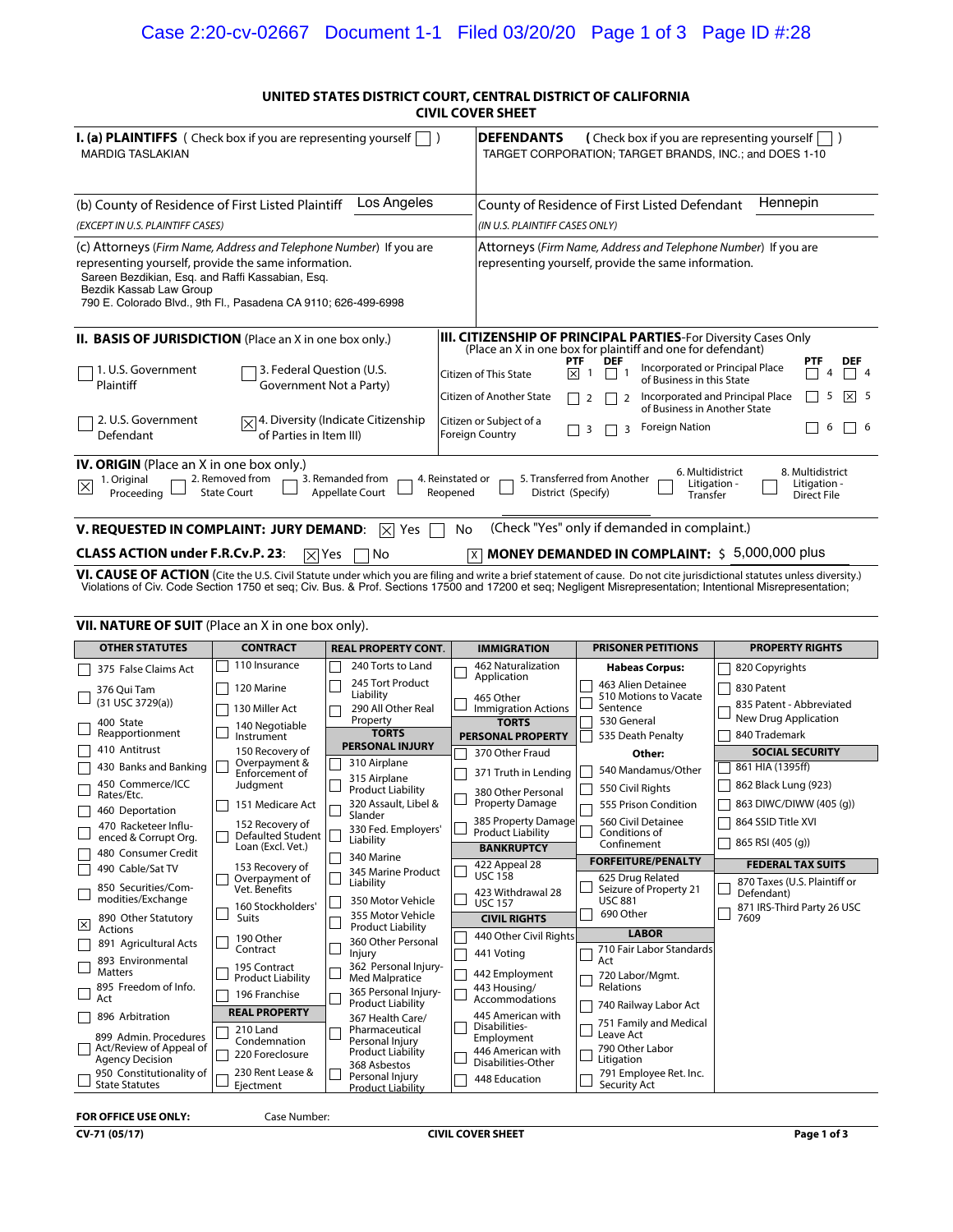# UNITED STATES DISTRICT COURT, CENTRAL DISTRICT OF CALIFORNIA
## CIVIL COVER SHEET

**I. (a) PLAINTIFFS** ( Check box if you are representing yourself ☐ )
MARDIG TASLAKIAN

**DEFENDANTS** ( Check box if you are representing yourself ☐ )
TARGET CORPORATION; TARGET BRANDS, INC.; and DOES 1-10

(b) County of Residence of First Listed Plaintiff: Los Angeles
*(EXCEPT IN U.S. PLAINTIFF CASES)*

County of Residence of First Listed Defendant: Hennepin
*(IN U.S. PLAINTIFF CASES ONLY)*

(c) Attorneys (*Firm Name, Address and Telephone Number*) If you are representing yourself, provide the same information.
Sareen Bezdikian, Esq. and Raffi Kassabian, Esq.
Bezdik Kassab Law Group
790 E. Colorado Blvd., 9th Fl., Pasadena CA 9110; 626-499-6998

Attorneys (*Firm Name, Address and Telephone Number*) If you are representing yourself, provide the same information.

**II. BASIS OF JURISDICTION** (Place an X in one box only.)

- ☐ 1. U.S. Government Plaintiff
- ☐ 3. Federal Question (U.S. Government Not a Party)
- ☐ 2. U.S. Government Defendant
- ☒ 4. Diversity (Indicate Citizenship of Parties in Item III)

**III. CITIZENSHIP OF PRINCIPAL PARTIES**-For Diversity Cases Only
(Place an X in one box for plaintiff and one for defendant)

| | PTF | DEF | | PTF | DEF |
|---|---|---|---|---|---|
| Citizen of This State | ☒ 1 | ☐ 1 | Incorporated or Principal Place of Business in this State | ☐ 4 | ☐ 4 |
| Citizen of Another State | ☐ 2 | ☐ 2 | Incorporated and Principal Place of Business in Another State | ☐ 5 | ☒ 5 |
| Citizen or Subject of a Foreign Country | ☐ 3 | ☐ 3 | Foreign Nation | ☐ 6 | ☐ 6 |

**IV. ORIGIN** (Place an X in one box only.)

☒ 1. Original Proceeding ☐ 2. Removed from State Court ☐ 3. Remanded from Appellate Court ☐ 4. Reinstated or Reopened ☐ 5. Transferred from Another District (Specify) ☐ 6. Multidistrict Litigation - Transfer ☐ 8. Multidistrict Litigation - Direct File

**V. REQUESTED IN COMPLAINT: JURY DEMAND:** ☒ Yes ☐ No (Check "Yes" only if demanded in complaint.)

**CLASS ACTION under F.R.Cv.P. 23:** ☒ Yes ☐ No

☒ **MONEY DEMANDED IN COMPLAINT:** $ 5,000,000 plus

**VI. CAUSE OF ACTION** (Cite the U.S. Civil Statute under which you are filing and write a brief statement of cause. Do not cite jurisdictional statutes unless diversity.)
Violations of Civ. Code Section 1750 et seq; Civ. Bus. & Prof. Sections 17500 and 17200 et seq; Negligent Misrepresentation; Intentional Misrepresentation;

**VII. NATURE OF SUIT** (Place an X in one box only).

| OTHER STATUTES | CONTRACT | REAL PROPERTY CONT. | IMMIGRATION | PRISONER PETITIONS | PROPERTY RIGHTS |
|---|---|---|---|---|---|
| ☐ 375 False Claims Act | ☐ 110 Insurance | ☐ 240 Torts to Land | ☐ 462 Naturalization Application | **Habeas Corpus:** | ☐ 820 Copyrights |
| ☐ 376 Qui Tam (31 USC 3729(a)) | ☐ 120 Marine | ☐ 245 Tort Product Liability | ☐ 465 Other Immigration Actions | ☐ 463 Alien Detainee | ☐ 830 Patent |
| ☐ 400 State Reapportionment | ☐ 130 Miller Act | ☐ 290 All Other Real Property | **TORTS PERSONAL PROPERTY** | ☐ 510 Motions to Vacate Sentence | ☐ 835 Patent - Abbreviated New Drug Application |
| ☐ 410 Antitrust | ☐ 140 Negotiable Instrument | **TORTS PERSONAL INJURY** | ☐ 370 Other Fraud | ☐ 530 General | ☐ 840 Trademark |
| ☐ 430 Banks and Banking | ☐ 150 Recovery of Overpayment & Enforcement of Judgment | ☐ 310 Airplane | ☐ 371 Truth in Lending | ☐ 535 Death Penalty | **SOCIAL SECURITY** |
| ☐ 450 Commerce/ICC Rates/Etc. | ☐ 151 Medicare Act | ☐ 315 Airplane Product Liability | ☐ 380 Other Personal Property Damage | **Other:** | ☐ 861 HIA (1395ff) |
| ☐ 460 Deportation | ☐ 152 Recovery of Defaulted Student Loan (Excl. Vet.) | ☐ 320 Assault, Libel & Slander | ☐ 385 Property Damage Product Liability | ☐ 540 Mandamus/Other | ☐ 862 Black Lung (923) |
| ☐ 470 Racketeer Influenced & Corrupt Org. | ☐ 153 Recovery of Overpayment of Vet. Benefits | ☐ 330 Fed. Employers' Liability | **BANKRUPTCY** | ☐ 550 Civil Rights | ☐ 863 DIWC/DIWW (405 (g)) |
| ☐ 480 Consumer Credit | ☐ 160 Stockholders' Suits | ☐ 340 Marine | ☐ 422 Appeal 28 USC 158 | ☐ 555 Prison Condition | ☐ 864 SSID Title XVI |
| ☐ 490 Cable/Sat TV | ☐ 190 Other Contract | ☐ 345 Marine Product Liability | ☐ 423 Withdrawal 28 USC 157 | ☐ 560 Civil Detainee Conditions of Confinement | ☐ 865 RSI (405 (g)) |
| ☐ 850 Securities/Commodities/Exchange | ☐ 195 Contract Product Liability | ☐ 350 Motor Vehicle | **CIVIL RIGHTS** | **FORFEITURE/PENALTY** | **FEDERAL TAX SUITS** |
| ☒ 890 Other Statutory Actions | ☐ 196 Franchise | ☐ 355 Motor Vehicle Product Liability | ☐ 440 Other Civil Rights | ☐ 625 Drug Related Seizure of Property 21 USC 881 | ☐ 870 Taxes (U.S. Plaintiff or Defendant) |
| ☐ 891 Agricultural Acts | **REAL PROPERTY** | ☐ 360 Other Personal Injury | ☐ 441 Voting | ☐ 690 Other | ☐ 871 IRS-Third Party 26 USC 7609 |
| ☐ 893 Environmental Matters | ☐ 210 Land Condemnation | ☐ 362 Personal Injury-Med Malpratice | ☐ 442 Employment | **LABOR** | |
| ☐ 895 Freedom of Info. Act | ☐ 220 Foreclosure | ☐ 365 Personal Injury-Product Liability | ☐ 443 Housing/Accommodations | ☐ 710 Fair Labor Standards Act | |
| ☐ 896 Arbitration | ☐ 230 Rent Lease & Ejectment | ☐ 367 Health Care/Pharmaceutical Personal Injury Product Liability | ☐ 445 American with Disabilities-Employment | ☐ 720 Labor/Mgmt. Relations | |
| ☐ 899 Admin. Procedures Act/Review of Appeal of Agency Decision | | ☐ 368 Asbestos Personal Injury Product Liability | ☐ 446 American with Disabilities-Other | ☐ 740 Railway Labor Act | |
| ☐ 950 Constitutionality of State Statutes | | | ☐ 448 Education | ☐ 751 Family and Medical Leave Act | |
| | | | | ☐ 790 Other Labor Litigation | |
| | | | | ☐ 791 Employee Ret. Inc. Security Act | |

**FOR OFFICE USE ONLY:** Case Number:

**CV-71 (05/17)** **CIVIL COVER SHEET**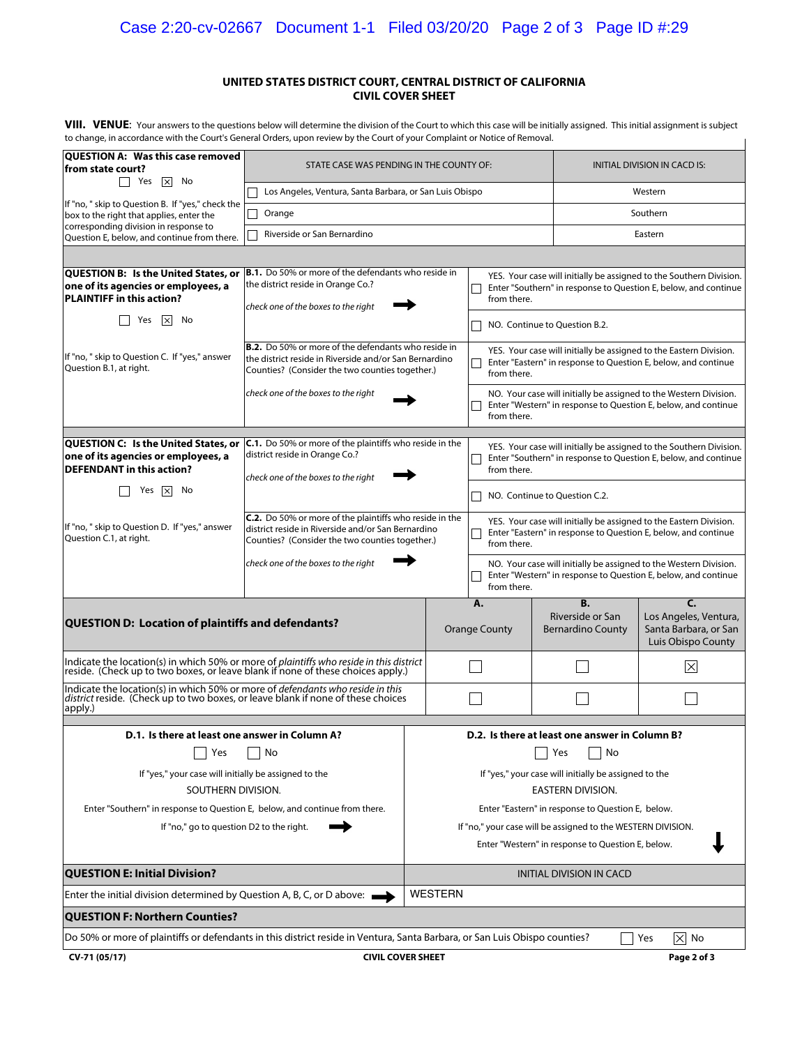## UNITED STATES DISTRICT COURT, CENTRAL DISTRICT OF CALIFORNIA
## CIVIL COVER SHEET

**VIII. VENUE:** Your answers to the questions below will determine the division of the Court to which this case will be initially assigned. This initial assignment is subject to change, in accordance with the Court's General Orders, upon review by the Court of your Complaint or Notice of Removal.

| QUESTION A: Was this case removed from state court? | STATE CASE WAS PENDING IN THE COUNTY OF: | INITIAL DIVISION IN CACD IS: |
|---|---|---|
| ☐ Yes ☒ No | ☐ Los Angeles, Ventura, Santa Barbara, or San Luis Obispo | Western |
| If "no, " skip to Question B. If "yes," check the box to the right that applies, enter the corresponding division in response to Question E, below, and continue from there. | ☐ Orange | Southern |
| | ☐ Riverside or San Bernardino | Eastern |

| QUESTION B: Is the United States, or one of its agencies or employees, a PLAINTIFF in this action? | | |
|---|---|---|
| ☐ Yes ☒ No | **B.1.** Do 50% or more of the defendants who reside in the district reside in Orange Co.? *check one of the boxes to the right* ➡ | ☐ YES. Your case will initially be assigned to the Southern Division. Enter "Southern" in response to Question E, below, and continue from there. |
| | | ☐ NO. Continue to Question B.2. |
| If "no, " skip to Question C. If "yes," answer Question B.1, at right. | **B.2.** Do 50% or more of the defendants who reside in the district reside in Riverside and/or San Bernardino Counties? (Consider the two counties together.) *check one of the boxes to the right* ➡ | ☐ YES. Your case will initially be assigned to the Eastern Division. Enter "Eastern" in response to Question E, below, and continue from there. |
| | | ☐ NO. Your case will initially be assigned to the Western Division. Enter "Western" in response to Question E, below, and continue from there. |

| QUESTION C: Is the United States, or one of its agencies or employees, a DEFENDANT in this action? | | |
|---|---|---|
| ☐ Yes ☒ No | **C.1.** Do 50% or more of the plaintiffs who reside in the district reside in Orange Co.? *check one of the boxes to the right* ➡ | ☐ YES. Your case will initially be assigned to the Southern Division. Enter "Southern" in response to Question E, below, and continue from there. |
| | | ☐ NO. Continue to Question C.2. |
| If "no, " skip to Question D. If "yes," answer Question C.1, at right. | **C.2.** Do 50% or more of the plaintiffs who reside in the district reside in Riverside and/or San Bernardino Counties? (Consider the two counties together.) *check one of the boxes to the right* ➡ | ☐ YES. Your case will initially be assigned to the Eastern Division. Enter "Eastern" in response to Question E, below, and continue from there. |
| | | ☐ NO. Your case will initially be assigned to the Western Division. Enter "Western" in response to Question E, below, and continue from there. |

| QUESTION D: Location of plaintiffs and defendants? | A. Orange County | B. Riverside or San Bernardino County | C. Los Angeles, Ventura, Santa Barbara, or San Luis Obispo County |
|---|---|---|---|
| Indicate the location(s) in which 50% or more of *plaintiffs who reside in this district* reside. (Check up to two boxes, or leave blank if none of these choices apply.) | ☐ | ☐ | ☒ |
| Indicate the location(s) in which 50% or more of *defendants who reside in this district* reside. (Check up to two boxes, or leave blank if none of these choices apply.) | ☐ | ☐ | ☐ |

| D.1. Is there at least one answer in Column A? | D.2. Is there at least one answer in Column B? |
|---|---|
| ☐ Yes ☐ No | ☐ Yes ☐ No |
| If "yes," your case will initially be assigned to the SOUTHERN DIVISION. Enter "Southern" in response to Question E, below, and continue from there. If "no," go to question D2 to the right. ➡ | If "yes," your case will initially be assigned to the EASTERN DIVISION. Enter "Eastern" in response to Question E, below. If "no," your case will be assigned to the WESTERN DIVISION. Enter "Western" in response to Question E, below. |

| QUESTION E: Initial Division? | INITIAL DIVISION IN CACD |
|---|---|
| Enter the initial division determined by Question A, B, C, or D above: ➡ | WESTERN |

**QUESTION F: Northern Counties?**

Do 50% or more of plaintiffs or defendants in this district reside in Ventura, Santa Barbara, or San Luis Obispo counties? ☐ Yes ☒ No

CV-71 (05/17) CIVIL COVER SHEET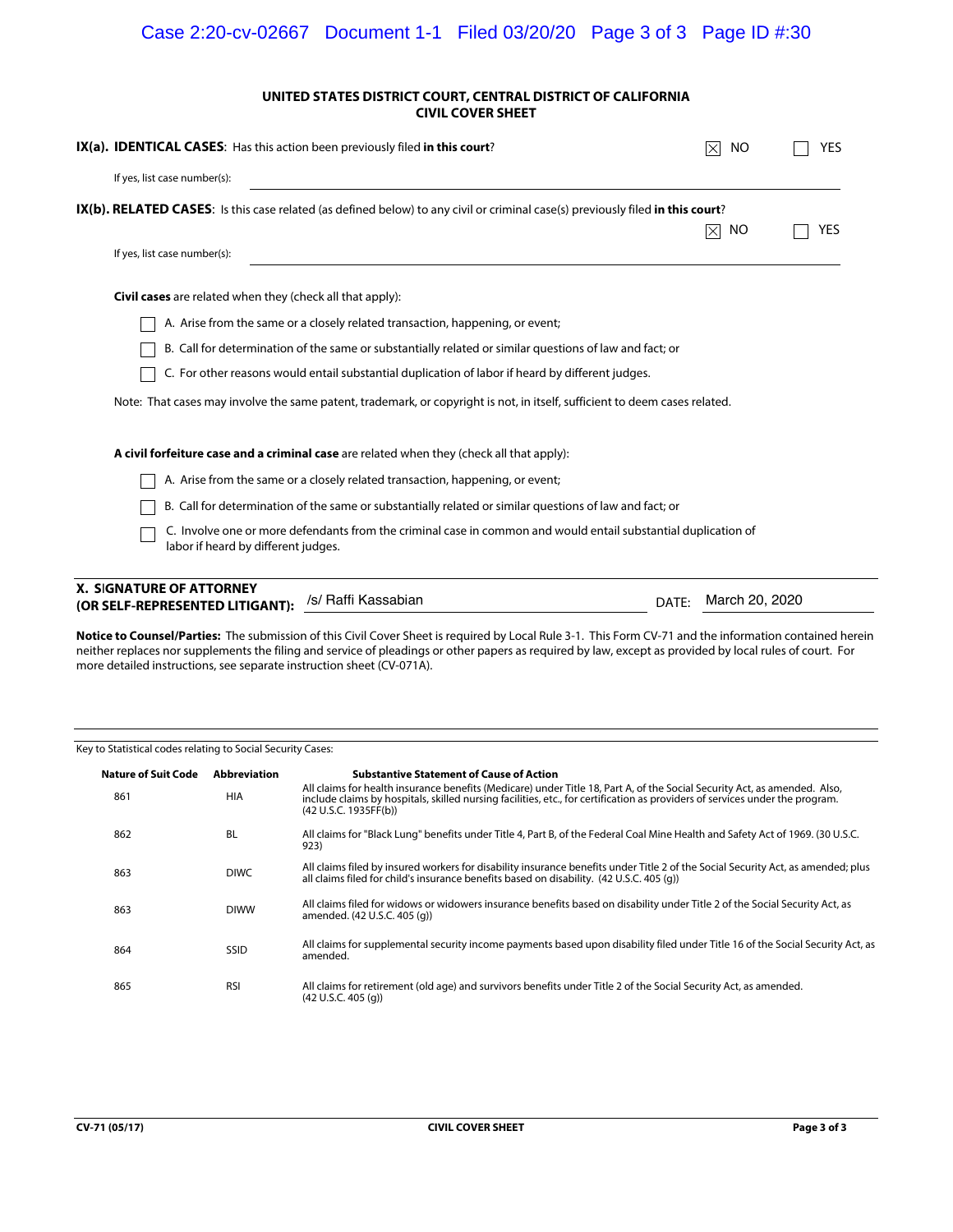## UNITED STATES DISTRICT COURT, CENTRAL DISTRICT OF CALIFORNIA
## CIVIL COVER SHEET

**IX(a). IDENTICAL CASES**: Has this action been previously filed **in this court**? ☒ NO ☐ YES

If yes, list case number(s):

**IX(b). RELATED CASES**: Is this case related (as defined below) to any civil or criminal case(s) previously filed **in this court**? ☒ NO ☐ YES

If yes, list case number(s):

**Civil cases** are related when they (check all that apply):

☐ A. Arise from the same or a closely related transaction, happening, or event;

☐ B. Call for determination of the same or substantially related or similar questions of law and fact; or

☐ C. For other reasons would entail substantial duplication of labor if heard by different judges.

Note: That cases may involve the same patent, trademark, or copyright is not, in itself, sufficient to deem cases related.

**A civil forfeiture case and a criminal case** are related when they (check all that apply):

☐ A. Arise from the same or a closely related transaction, happening, or event;

☐ B. Call for determination of the same or substantially related or similar questions of law and fact; or

☐ C. Involve one or more defendants from the criminal case in common and would entail substantial duplication of labor if heard by different judges.

**X. SIGNATURE OF ATTORNEY (OR SELF-REPRESENTED LITIGANT):** /s/ Raffi Kassabian DATE: March 20, 2020

**Notice to Counsel/Parties:** The submission of this Civil Cover Sheet is required by Local Rule 3-1. This Form CV-71 and the information contained herein neither replaces nor supplements the filing and service of pleadings or other papers as required by law, except as provided by local rules of court. For more detailed instructions, see separate instruction sheet (CV-071A).

Key to Statistical codes relating to Social Security Cases:

| Nature of Suit Code | Abbreviation | Substantive Statement of Cause of Action |
|---|---|---|
| 861 | HIA | All claims for health insurance benefits (Medicare) under Title 18, Part A, of the Social Security Act, as amended. Also, include claims by hospitals, skilled nursing facilities, etc., for certification as providers of services under the program. (42 U.S.C. 1935FF(b)) |
| 862 | BL | All claims for "Black Lung" benefits under Title 4, Part B, of the Federal Coal Mine Health and Safety Act of 1969. (30 U.S.C. 923) |
| 863 | DIWC | All claims filed by insured workers for disability insurance benefits under Title 2 of the Social Security Act, as amended; plus all claims filed for child's insurance benefits based on disability. (42 U.S.C. 405 (g)) |
| 863 | DIWW | All claims filed for widows or widowers insurance benefits based on disability under Title 2 of the Social Security Act, as amended. (42 U.S.C. 405 (g)) |
| 864 | SSID | All claims for supplemental security income payments based upon disability filed under Title 16 of the Social Security Act, as amended. |
| 865 | RSI | All claims for retirement (old age) and survivors benefits under Title 2 of the Social Security Act, as amended. (42 U.S.C. 405 (g)) |